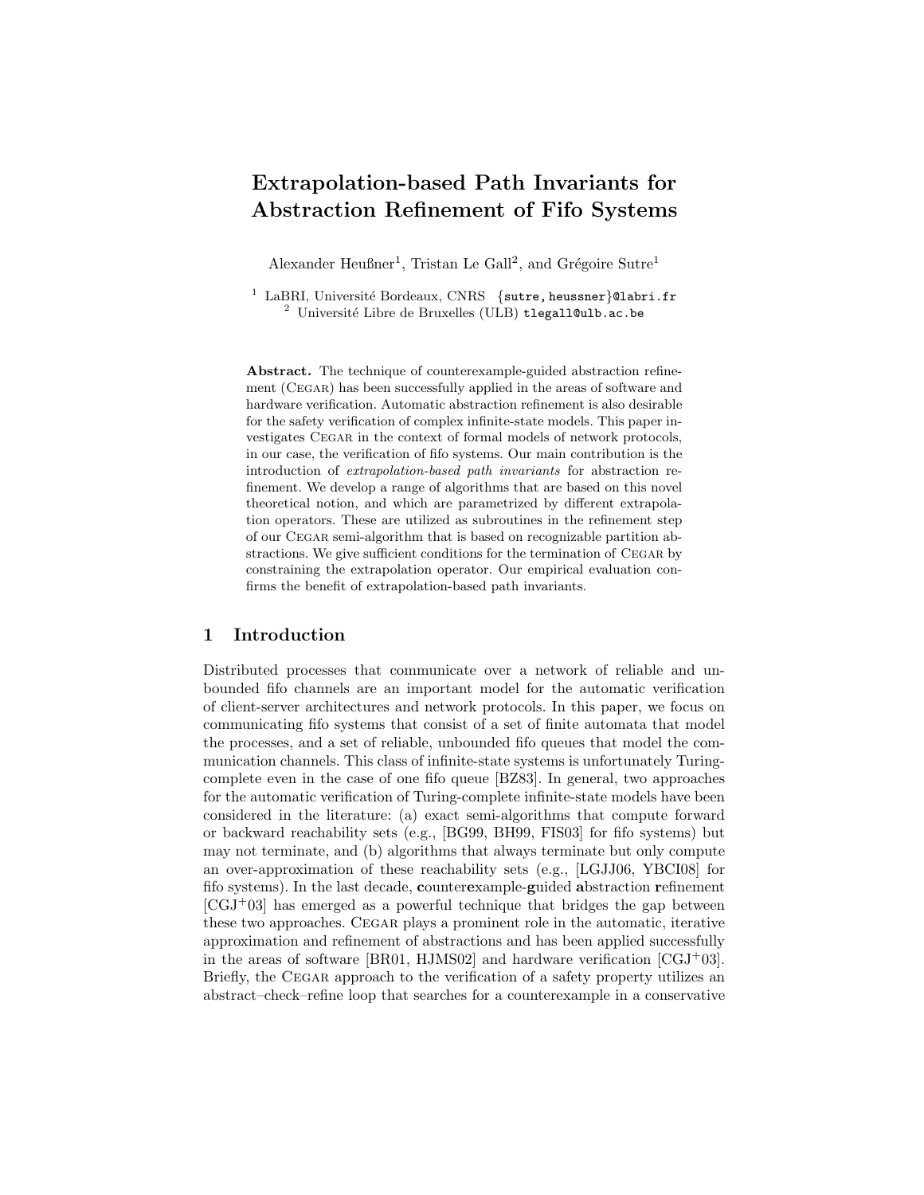# Extrapolation-based Path Invariants for Abstraction Refinement of Fifo Systems

Alexander Heußner[1], Tristan Le Gall[2], and Grégoire Sutre[1]

[1] LaBRI, Université Bordeaux, CNRS {sutre, heussner}@labri.fr
[2] Université Libre de Bruxelles (ULB) tlegall@ulb.ac.be

**Abstract.** The technique of counterexample-guided abstraction refinement (Cegar) has been successfully applied in the areas of software and hardware verification. Automatic abstraction refinement is also desirable for the safety verification of complex infinite-state models. This paper investigates Cegar in the context of formal models of network protocols, in our case, the verification of fifo systems. Our main contribution is the introduction of *extrapolation-based path invariants* for abstraction refinement. We develop a range of algorithms that are based on this novel theoretical notion, and which are parametrized by different extrapolation operators. These are utilized as subroutines in the refinement step of our Cegar semi-algorithm that is based on recognizable partition abstractions. We give sufficient conditions for the termination of Cegar by constraining the extrapolation operator. Our empirical evaluation confirms the benefit of extrapolation-based path invariants.

## 1 Introduction

Distributed processes that communicate over a network of reliable and unbounded fifo channels are an important model for the automatic verification of client-server architectures and network protocols. In this paper, we focus on communicating fifo systems that consist of a set of finite automata that model the processes, and a set of reliable, unbounded fifo queues that model the communication channels. This class of infinite-state systems is unfortunately Turing-complete even in the case of one fifo queue [BZ83]. In general, two approaches for the automatic verification of Turing-complete infinite-state models have been considered in the literature: (a) exact semi-algorithms that compute forward or backward reachability sets (e.g., [BG99, BH99, FIS03] for fifo systems) but may not terminate, and (b) algorithms that always terminate but only compute an over-approximation of these reachability sets (e.g., [LGJJ06, YBCI08] for fifo systems). In the last decade, **c**ounter**e**xample-**g**uided **a**bstraction **r**efinement [CGJ+03] has emerged as a powerful technique that bridges the gap between these two approaches. Cegar plays a prominent role in the automatic, iterative approximation and refinement of abstractions and has been applied successfully in the areas of software [BR01, HJMS02] and hardware verification [CGJ+03]. Briefly, the Cegar approach to the verification of a safety property utilizes an abstract–check–refine loop that searches for a counterexample in a conservative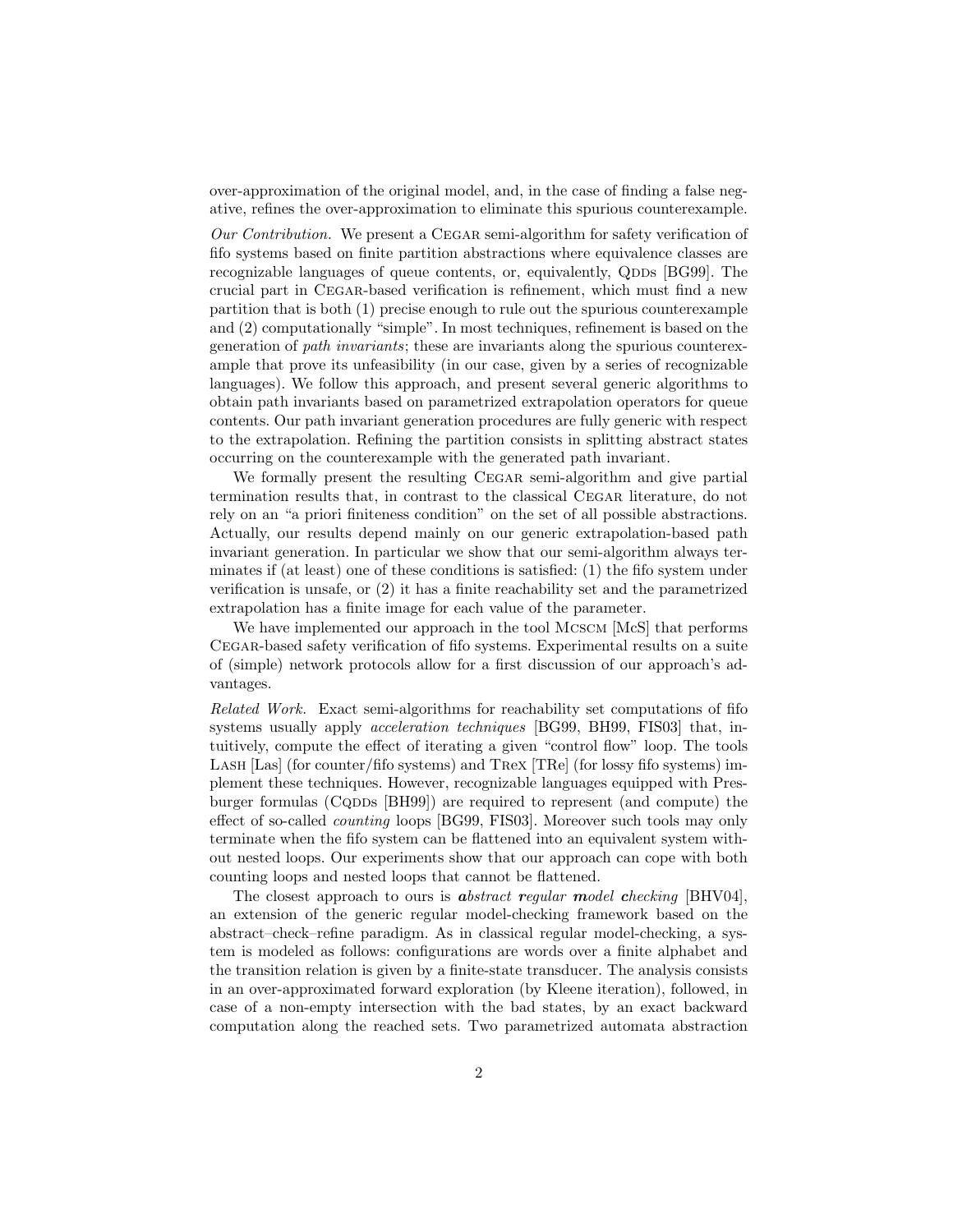over-approximation of the original model, and, in the case of finding a false negative, refines the over-approximation to eliminate this spurious counterexample.

*Our Contribution.* We present a CEGAR semi-algorithm for safety verification of fifo systems based on finite partition abstractions where equivalence classes are recognizable languages of queue contents, or, equivalently, QDDs [BG99]. The crucial part in CEGAR-based verification is refinement, which must find a new partition that is both (1) precise enough to rule out the spurious counterexample and (2) computationally "simple". In most techniques, refinement is based on the generation of *path invariants*; these are invariants along the spurious counterexample that prove its unfeasibility (in our case, given by a series of recognizable languages). We follow this approach, and present several generic algorithms to obtain path invariants based on parametrized extrapolation operators for queue contents. Our path invariant generation procedures are fully generic with respect to the extrapolation. Refining the partition consists in splitting abstract states occurring on the counterexample with the generated path invariant.

We formally present the resulting CEGAR semi-algorithm and give partial termination results that, in contrast to the classical CEGAR literature, do not rely on an "a priori finiteness condition" on the set of all possible abstractions. Actually, our results depend mainly on our generic extrapolation-based path invariant generation. In particular we show that our semi-algorithm always terminates if (at least) one of these conditions is satisfied: (1) the fifo system under verification is unsafe, or (2) it has a finite reachability set and the parametrized extrapolation has a finite image for each value of the parameter.

We have implemented our approach in the tool MCSCM [McS] that performs CEGAR-based safety verification of fifo systems. Experimental results on a suite of (simple) network protocols allow for a first discussion of our approach's advantages.

*Related Work.* Exact semi-algorithms for reachability set computations of fifo systems usually apply *acceleration techniques* [BG99, BH99, FIS03] that, intuitively, compute the effect of iterating a given "control flow" loop. The tools LASH [Las] (for counter/fifo systems) and TREX [TRe] (for lossy fifo systems) implement these techniques. However, recognizable languages equipped with Presburger formulas (CQDDs [BH99]) are required to represent (and compute) the effect of so-called *counting* loops [BG99, FIS03]. Moreover such tools may only terminate when the fifo system can be flattened into an equivalent system without nested loops. Our experiments show that our approach can cope with both counting loops and nested loops that cannot be flattened.

The closest approach to ours is ***a**bstract **r**egular **m**odel **c**hecking* [BHV04], an extension of the generic regular model-checking framework based on the abstract–check–refine paradigm. As in classical regular model-checking, a system is modeled as follows: configurations are words over a finite alphabet and the transition relation is given by a finite-state transducer. The analysis consists in an over-approximated forward exploration (by Kleene iteration), followed, in case of a non-empty intersection with the bad states, by an exact backward computation along the reached sets. Two parametrized automata abstraction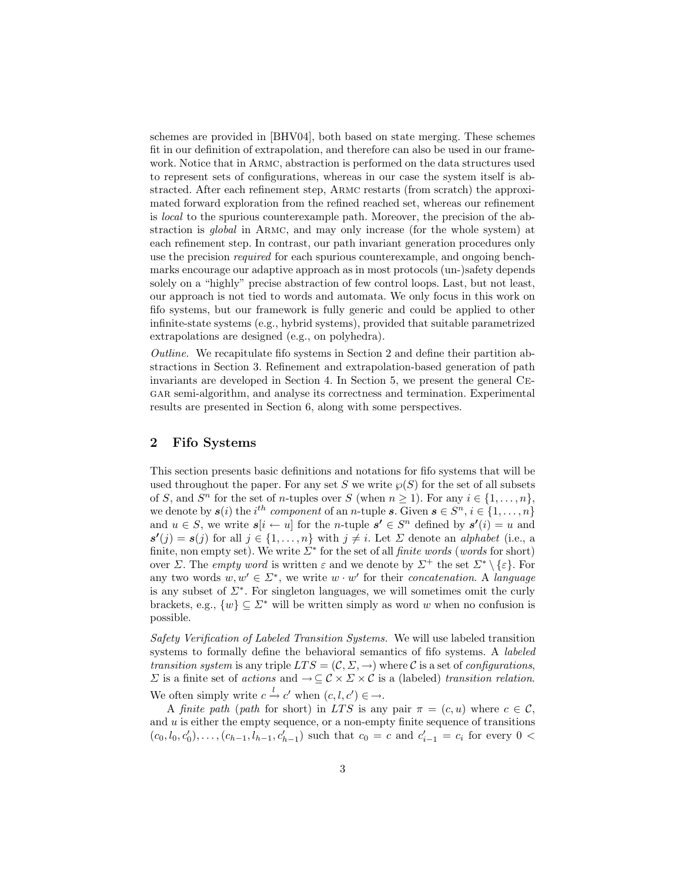schemes are provided in [BHV04], both based on state merging. These schemes fit in our definition of extrapolation, and therefore can also be used in our framework. Notice that in Armc, abstraction is performed on the data structures used to represent sets of configurations, whereas in our case the system itself is abstracted. After each refinement step, Armc restarts (from scratch) the approximated forward exploration from the refined reached set, whereas our refinement is *local* to the spurious counterexample path. Moreover, the precision of the abstraction is *global* in Armc, and may only increase (for the whole system) at each refinement step. In contrast, our path invariant generation procedures only use the precision *required* for each spurious counterexample, and ongoing benchmarks encourage our adaptive approach as in most protocols (un-)safety depends solely on a "highly" precise abstraction of few control loops. Last, but not least, our approach is not tied to words and automata. We only focus in this work on fifo systems, but our framework is fully generic and could be applied to other infinite-state systems (e.g., hybrid systems), provided that suitable parametrized extrapolations are designed (e.g., on polyhedra).

*Outline.* We recapitulate fifo systems in Section 2 and define their partition abstractions in Section 3. Refinement and extrapolation-based generation of path invariants are developed in Section 4. In Section 5, we present the general Cegar semi-algorithm, and analyse its correctness and termination. Experimental results are presented in Section 6, along with some perspectives.

## 2 Fifo Systems

This section presents basic definitions and notations for fifo systems that will be used throughout the paper. For any set $S$ we write $\wp(S)$ for the set of all subsets of $S$, and $S^n$ for the set of $n$-tuples over $S$ (when $n \geq 1$). For any $i \in \{1, \ldots, n\}$, we denote by $\boldsymbol{s}(i)$ the $i^{th}$ *component* of an $n$-tuple $\boldsymbol{s}$. Given $\boldsymbol{s} \in S^n$, $i \in \{1, \ldots, n\}$ and $u \in S$, we write $\boldsymbol{s}[i \leftarrow u]$ for the $n$-tuple $\boldsymbol{s'} \in S^n$ defined by $\boldsymbol{s'}(i) = u$ and $\boldsymbol{s'}(j) = \boldsymbol{s}(j)$ for all $j \in \{1, \ldots, n\}$ with $j \neq i$. Let $\Sigma$ denote an *alphabet* (i.e., a finite, non empty set). We write $\Sigma^*$ for the set of all *finite words* (*words* for short) over $\Sigma$. The *empty word* is written $\varepsilon$ and we denote by $\Sigma^+$ the set $\Sigma^* \setminus \{\varepsilon\}$. For any two words $w, w' \in \Sigma^*$, we write $w \cdot w'$ for their *concatenation*. A *language* is any subset of $\Sigma^*$. For singleton languages, we will sometimes omit the curly brackets, e.g., $\{w\} \subseteq \Sigma^*$ will be written simply as word $w$ when no confusion is possible.

*Safety Verification of Labeled Transition Systems.* We will use labeled transition systems to formally define the behavioral semantics of fifo systems. A *labeled transition system* is any triple $LTS = (\mathcal{C}, \Sigma, \rightarrow)$ where $\mathcal{C}$ is a set of *configurations*, $\Sigma$ is a finite set of *actions* and $\rightarrow \subseteq \mathcal{C} \times \Sigma \times \mathcal{C}$ is a (labeled) *transition relation*. We often simply write $c \xrightarrow{l} c'$ when $(c, l, c') \in \rightarrow$.

A *finite path* (*path* for short) in $LTS$ is any pair $\pi = (c, u)$ where $c \in \mathcal{C}$, and $u$ is either the empty sequence, or a non-empty finite sequence of transitions $(c_0, l_0, c'_0), \ldots, (c_{h-1}, l_{h-1}, c'_{h-1})$ such that $c_0 = c$ and $c'_{i-1} = c_i$ for every $0 <$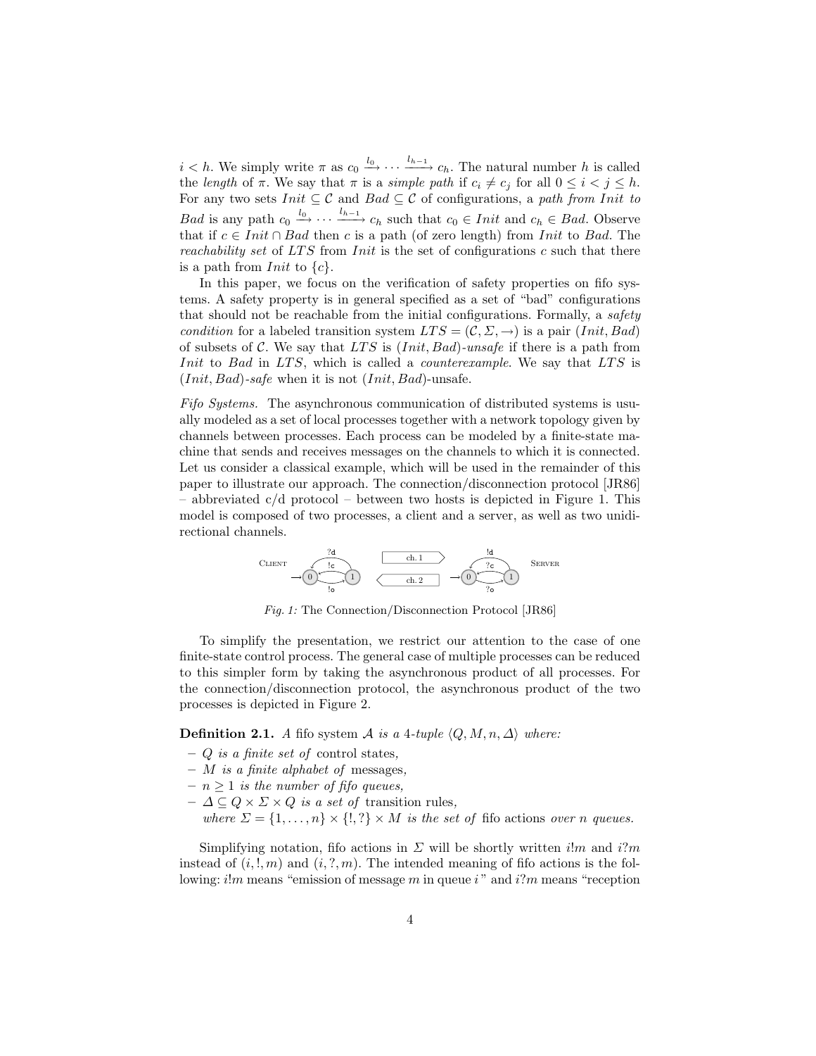$i < h$. We simply write $\pi$ as $c_0 \xrightarrow{l_0} \cdots \xrightarrow{l_{h-1}} c_h$. The natural number $h$ is called the *length* of $\pi$. We say that $\pi$ is a *simple path* if $c_i \neq c_j$ for all $0 \leq i < j \leq h$. For any two sets $Init \subseteq \mathcal{C}$ and $Bad \subseteq \mathcal{C}$ of configurations, a *path from Init to Bad* is any path $c_0 \xrightarrow{l_0} \cdots \xrightarrow{l_{h-1}} c_h$ such that $c_0 \in Init$ and $c_h \in Bad$. Observe that if $c \in Init \cap Bad$ then $c$ is a path (of zero length) from $Init$ to $Bad$. The *reachability set* of $LTS$ from $Init$ is the set of configurations $c$ such that there is a path from $Init$ to $\{c\}$.

In this paper, we focus on the verification of safety properties on fifo systems. A safety property is in general specified as a set of "bad" configurations that should not be reachable from the initial configurations. Formally, a *safety condition* for a labeled transition system $LTS = (\mathcal{C}, \Sigma, \rightarrow)$ is a pair $(Init, Bad)$ of subsets of $\mathcal{C}$. We say that $LTS$ is $(Init, Bad)$*-unsafe* if there is a path from $Init$ to $Bad$ in $LTS$, which is called a *counterexample*. We say that $LTS$ is $(Init, Bad)$*-safe* when it is not $(Init, Bad)$-unsafe.

*Fifo Systems.* The asynchronous communication of distributed systems is usually modeled as a set of local processes together with a network topology given by channels between processes. Each process can be modeled by a finite-state machine that sends and receives messages on the channels to which it is connected. Let us consider a classical example, which will be used in the remainder of this paper to illustrate our approach. The connection/disconnection protocol [JR86] – abbreviated c/d protocol – between two hosts is depicted in Figure 1. This model is composed of two processes, a client and a server, as well as two unidirectional channels.

*Fig. 1:* The Connection/Disconnection Protocol [JR86]

To simplify the presentation, we restrict our attention to the case of one finite-state control process. The general case of multiple processes can be reduced to this simpler form by taking the asynchronous product of all processes. For the connection/disconnection protocol, the asynchronous product of the two processes is depicted in Figure 2.

**Definition 2.1.** *A* fifo system $\mathcal{A}$ *is a 4-tuple* $\langle Q, M, n, \Delta \rangle$ *where:*

- $Q$ *is a finite set of* control states*,*
- $M$ *is a finite alphabet of* messages*,*
- $n \geq 1$ *is the number of fifo queues,*
- $\Delta \subseteq Q \times \Sigma \times Q$ *is a set of* transition rules*,*
  *where* $\Sigma = \{1, \ldots, n\} \times \{!, ?\} \times M$ *is the set of* fifo actions *over* $n$ *queues.*

Simplifying notation, fifo actions in $\Sigma$ will be shortly written $i!m$ and $i?m$ instead of $(i, !, m)$ and $(i, ?, m)$. The intended meaning of fifo actions is the following: $i!m$ means "emission of message $m$ in queue $i$" and $i?m$ means "reception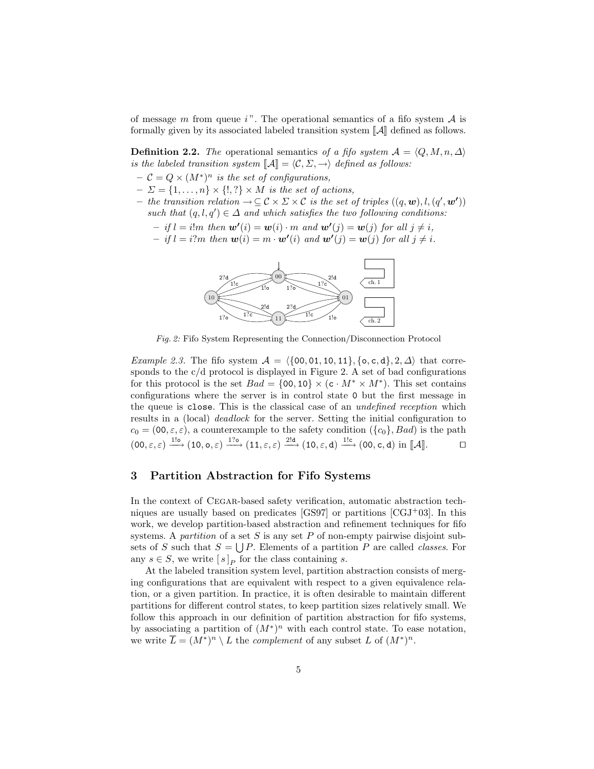of message $m$ from queue $i$". The operational semantics of a fifo system $\mathcal{A}$ is formally given by its associated labeled transition system $[\![\mathcal{A}]\!]$ defined as follows.

**Definition 2.2.** *The* operational semantics *of a fifo system $\mathcal{A} = \langle Q, M, n, \Delta\rangle$ is the labeled transition system $[\![\mathcal{A}]\!] = \langle \mathcal{C}, \Sigma, \rightarrow\rangle$ defined as follows:*

- *$\mathcal{C} = Q \times (M^*)^n$ is the set of configurations,*
- *$\Sigma = \{1, \ldots, n\} \times \{!, ?\} \times M$ is the set of actions,*
- *the transition relation $\rightarrow \subseteq \mathcal{C} \times \Sigma \times \mathcal{C}$ is the set of triples $((q, \boldsymbol{w}), l, (q', \boldsymbol{w'}))$ such that $(q, l, q') \in \Delta$ and which satisfies the two following conditions:*
  - *if $l = i!m$ then $\boldsymbol{w'}(i) = \boldsymbol{w}(i) \cdot m$ and $\boldsymbol{w'}(j) = \boldsymbol{w}(j)$ for all $j \neq i$,*
  - *if $l = i?m$ then $\boldsymbol{w}(i) = m \cdot \boldsymbol{w'}(i)$ and $\boldsymbol{w'}(j) = \boldsymbol{w}(j)$ for all $j \neq i$.*

*Fig. 2:* Fifo System Representing the Connection/Disconnection Protocol

*Example 2.3.* The fifo system $\mathcal{A} = \langle\{\texttt{00}, \texttt{01}, \texttt{10}, \texttt{11}\}, \{\texttt{o}, \texttt{c}, \texttt{d}\}, 2, \Delta\rangle$ that corresponds to the c/d protocol is displayed in Figure 2. A set of bad configurations for this protocol is the set $Bad = \{\texttt{00}, \texttt{10}\} \times (\texttt{c} \cdot M^* \times M^*)$. This set contains configurations where the server is in control state 0 but the first message in the queue is close. This is the classical case of an *undefined reception* which results in a (local) *deadlock* for the server. Setting the initial configuration to $c_0 = (\texttt{00}, \varepsilon, \varepsilon)$, a counterexample to the safety condition $(\{c_0\}, Bad)$ is the path $(\texttt{00}, \varepsilon, \varepsilon) \xrightarrow{1!\texttt{o}} (\texttt{10}, \texttt{o}, \varepsilon) \xrightarrow{1?\texttt{o}} (\texttt{11}, \varepsilon, \varepsilon) \xrightarrow{2!\texttt{d}} (\texttt{10}, \varepsilon, \texttt{d}) \xrightarrow{1!\texttt{c}} (\texttt{00}, \texttt{c}, \texttt{d})$ in $[\![\mathcal{A}]\!]$. □

## 3 Partition Abstraction for Fifo Systems

In the context of Cegar-based safety verification, automatic abstraction techniques are usually based on predicates [GS97] or partitions [CGJ+03]. In this work, we develop partition-based abstraction and refinement techniques for fifo systems. A *partition* of a set $S$ is any set $P$ of non-empty pairwise disjoint subsets of $S$ such that $S = \bigcup P$. Elements of a partition $P$ are called *classes*. For any $s \in S$, we write $[\, s\,]_P$ for the class containing $s$.

At the labeled transition system level, partition abstraction consists of merging configurations that are equivalent with respect to a given equivalence relation, or a given partition. In practice, it is often desirable to maintain different partitions for different control states, to keep partition sizes relatively small. We follow this approach in our definition of partition abstraction for fifo systems, by associating a partition of $(M^*)^n$ with each control state. To ease notation, we write $\overline{L} = (M^*)^n \setminus L$ the *complement* of any subset $L$ of $(M^*)^n$.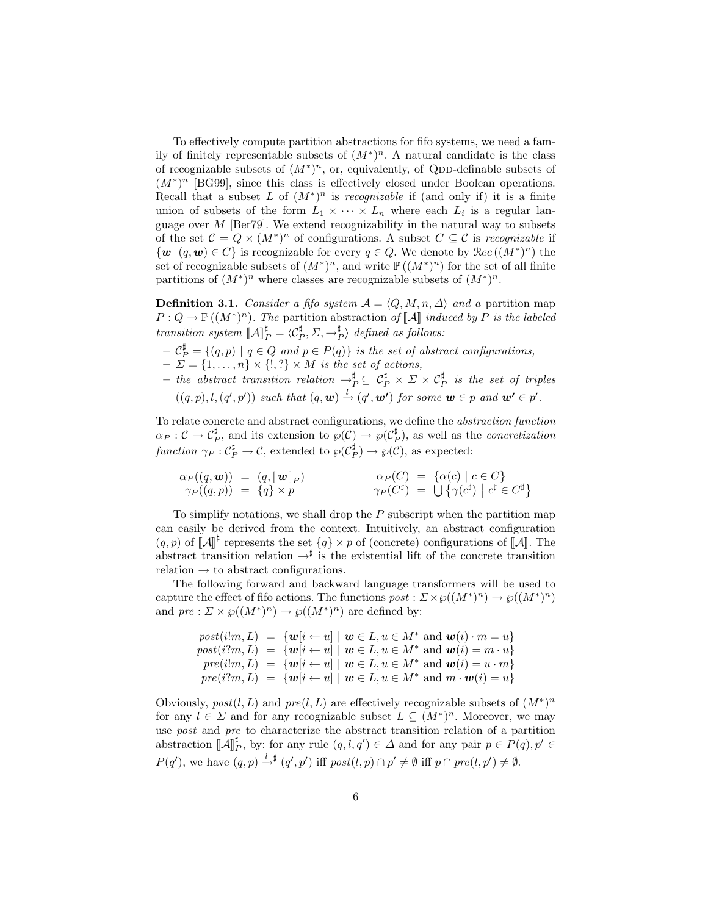To effectively compute partition abstractions for fifo systems, we need a family of finitely representable subsets of $(M^*)^n$. A natural candidate is the class of recognizable subsets of $(M^*)^n$, or, equivalently, of QDD-definable subsets of $(M^*)^n$ [BG99], since this class is effectively closed under Boolean operations. Recall that a subset $L$ of $(M^*)^n$ is *recognizable* if (and only if) it is a finite union of subsets of the form $L_1 \times \cdots \times L_n$ where each $L_i$ is a regular language over $M$ [Ber79]. We extend recognizability in the natural way to subsets of the set $\mathcal{C} = Q \times (M^*)^n$ of configurations. A subset $C \subseteq \mathcal{C}$ is *recognizable* if $\{\boldsymbol{w} \mid (q, \boldsymbol{w}) \in C\}$ is recognizable for every $q \in Q$. We denote by $\mathcal{R}ec\,((M^*)^n)$ the set of recognizable subsets of $(M^*)^n$, and write $\mathbb{P}\,((M^*)^n)$ for the set of all finite partitions of $(M^*)^n$ where classes are recognizable subsets of $(M^*)^n$.

**Definition 3.1.** *Consider a fifo system $\mathcal{A} = \langle Q, M, n, \Delta \rangle$ and a* partition map *$P : Q \to \mathbb{P}\,((M^*)^n)$. The* partition abstraction *of $[\![\mathcal{A}]\!]$ induced by $P$ is the labeled transition system $[\![\mathcal{A}]\!]^\sharp_P = \langle \mathcal{C}^\sharp_P, \Sigma, \to^\sharp_P \rangle$ defined as follows:*

- *$\mathcal{C}^\sharp_P = \{(q, p) \mid q \in Q \text{ and } p \in P(q)\}$ is the set of abstract configurations,*
- *$\Sigma = \{1, \ldots, n\} \times \{!, ?\} \times M$ is the set of actions,*
- *the abstract transition relation $\to^\sharp_P \subseteq \mathcal{C}^\sharp_P \times \Sigma \times \mathcal{C}^\sharp_P$ is the set of triples $((q, p), l, (q', p'))$ such that $(q, \boldsymbol{w}) \xrightarrow{l} (q', \boldsymbol{w'})$ for some $\boldsymbol{w} \in p$ and $\boldsymbol{w'} \in p'$.*

To relate concrete and abstract configurations, we define the *abstraction function* $\alpha_P : \mathcal{C} \to \mathcal{C}^\sharp_P$, and its extension to $\wp(\mathcal{C}) \to \wp(\mathcal{C}^\sharp_P)$, as well as the *concretization function* $\gamma_P : \mathcal{C}^\sharp_P \to \mathcal{C}$, extended to $\wp(\mathcal{C}^\sharp_P) \to \wp(\mathcal{C})$, as expected:

$$
\begin{aligned}
\alpha_P((q, \boldsymbol{w})) &= (q, [\,\boldsymbol{w}\,]_P) & \qquad \alpha_P(C) &= \{\alpha(c) \mid c \in C\} \\
\gamma_P((q, p)) &= \{q\} \times p & \qquad \gamma_P(C^\sharp) &= \bigcup \left\{\gamma(c^\sharp) \;\middle|\; c^\sharp \in C^\sharp\right\}
\end{aligned}
$$

To simplify notations, we shall drop the $P$ subscript when the partition map can easily be derived from the context. Intuitively, an abstract configuration $(q, p)$ of $[\![\mathcal{A}]\!]^\sharp$ represents the set $\{q\} \times p$ of (concrete) configurations of $[\![\mathcal{A}]\!]$. The abstract transition relation $\to^\sharp$ is the existential lift of the concrete transition relation $\to$ to abstract configurations.

The following forward and backward language transformers will be used to capture the effect of fifo actions. The functions $post : \Sigma \times \wp((M^*)^n) \to \wp((M^*)^n)$ and $pre : \Sigma \times \wp((M^*)^n) \to \wp((M^*)^n)$ are defined by:

$$
\begin{aligned}
post(i!m, L) &= \{\boldsymbol{w}[i \leftarrow u] \mid \boldsymbol{w} \in L, u \in M^* \text{ and } \boldsymbol{w}(i) \cdot m = u\} \\
post(i?m, L) &= \{\boldsymbol{w}[i \leftarrow u] \mid \boldsymbol{w} \in L, u \in M^* \text{ and } \boldsymbol{w}(i) = m \cdot u\} \\
pre(i!m, L) &= \{\boldsymbol{w}[i \leftarrow u] \mid \boldsymbol{w} \in L, u \in M^* \text{ and } \boldsymbol{w}(i) = u \cdot m\} \\
pre(i?m, L) &= \{\boldsymbol{w}[i \leftarrow u] \mid \boldsymbol{w} \in L, u \in M^* \text{ and } m \cdot \boldsymbol{w}(i) = u\}
\end{aligned}
$$

Obviously, $post(l, L)$ and $pre(l, L)$ are effectively recognizable subsets of $(M^*)^n$ for any $l \in \Sigma$ and for any recognizable subset $L \subseteq (M^*)^n$. Moreover, we may use *post* and *pre* to characterize the abstract transition relation of a partition abstraction $[\![\mathcal{A}]\!]^\sharp_P$, by: for any rule $(q, l, q') \in \Delta$ and for any pair $p \in P(q), p' \in P(q')$, we have $(q, p) \xrightarrow{l}{}^\sharp (q', p')$ iff $post(l, p) \cap p' \neq \emptyset$ iff $p \cap pre(l, p') \neq \emptyset$.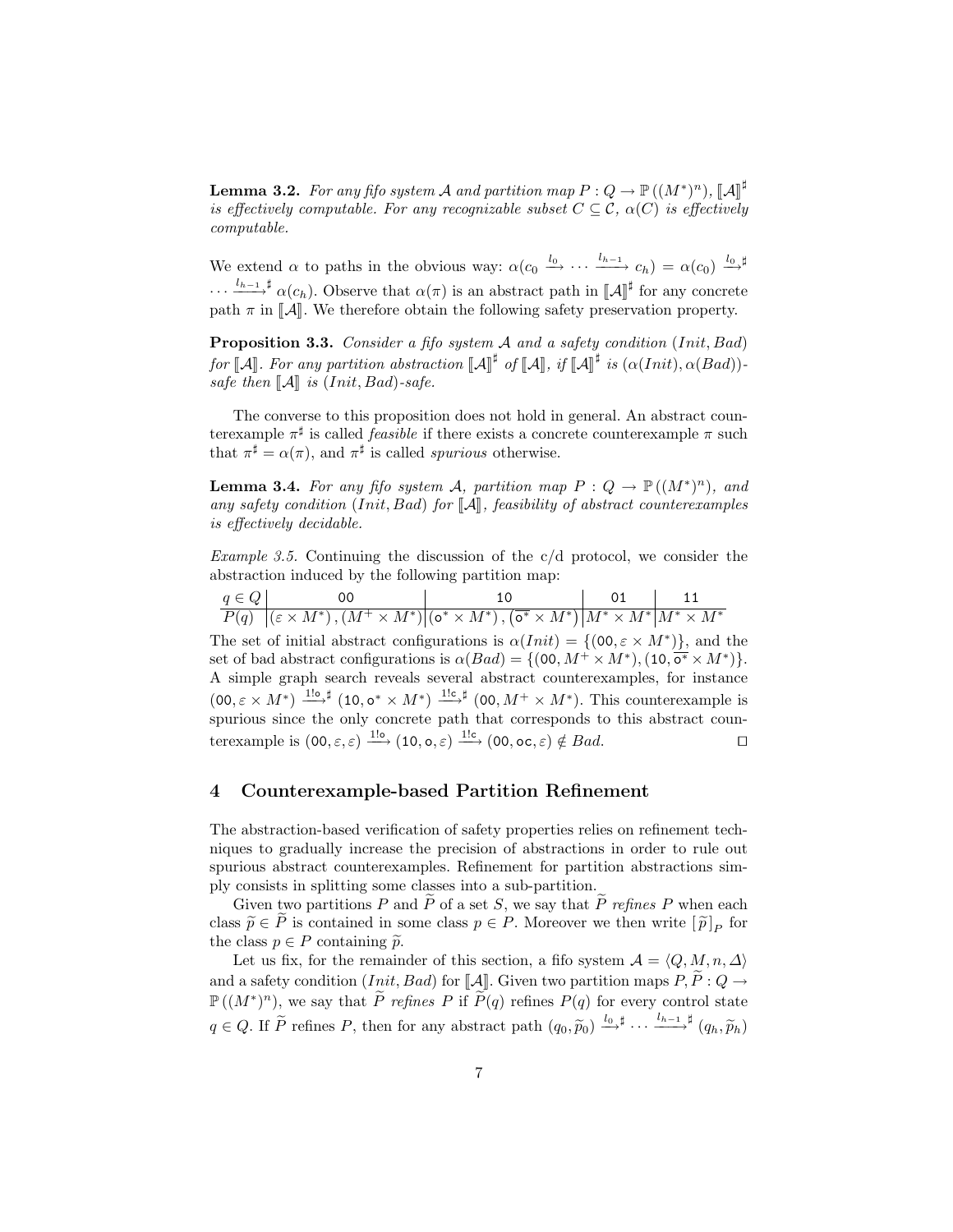**Lemma 3.2.** *For any fifo system $\mathcal{A}$ and partition map $P : Q \to \mathbb{P}((M^*)^n)$, $[\![\mathcal{A}]\!]^\sharp$ is effectively computable. For any recognizable subset $C \subseteq \mathcal{C}$, $\alpha(C)$ is effectively computable.*

We extend $\alpha$ to paths in the obvious way: $\alpha(c_0 \xrightarrow{l_0} \cdots \xrightarrow{l_{h-1}} c_h) = \alpha(c_0) \xrightarrow{l_0}^\sharp \cdots \xrightarrow{l_{h-1}}^\sharp \alpha(c_h)$. Observe that $\alpha(\pi)$ is an abstract path in $[\![\mathcal{A}]\!]^\sharp$ for any concrete path $\pi$ in $[\![\mathcal{A}]\!]$. We therefore obtain the following safety preservation property.

**Proposition 3.3.** *Consider a fifo system $\mathcal{A}$ and a safety condition $(Init, Bad)$ for $[\![\mathcal{A}]\!]$. For any partition abstraction $[\![\mathcal{A}]\!]^\sharp$ of $[\![\mathcal{A}]\!]$, if $[\![\mathcal{A}]\!]^\sharp$ is $(\alpha(Init), \alpha(Bad))$-safe then $[\![\mathcal{A}]\!]$ is $(Init, Bad)$-safe.*

The converse to this proposition does not hold in general. An abstract counterexample $\pi^\sharp$ is called *feasible* if there exists a concrete counterexample $\pi$ such that $\pi^\sharp = \alpha(\pi)$, and $\pi^\sharp$ is called *spurious* otherwise.

**Lemma 3.4.** *For any fifo system $\mathcal{A}$, partition map $P : Q \to \mathbb{P}((M^*)^n)$, and any safety condition $(Init, Bad)$ for $[\![\mathcal{A}]\!]$, feasibility of abstract counterexamples is effectively decidable.*

*Example 3.5.* Continuing the discussion of the c/d protocol, we consider the abstraction induced by the following partition map:

| $q \in Q$ | 00 | 10 | 01 | 11 |
|---|---|---|---|---|
| $P(q)$ | $(\varepsilon \times M^*)\,, (M^+ \times M^*)$ | $(\mathsf{o}^* \times M^*)\,, (\overline{\mathsf{o}^*} \times M^*)$ | $M^* \times M^*$ | $M^* \times M^*$ |

The set of initial abstract configurations is $\alpha(Init) = \{(00, \varepsilon \times M^*)\}$, and the set of bad abstract configurations is $\alpha(Bad) = \{(00, M^+ \times M^*), (10, \overline{\mathsf{o}^*} \times M^*)\}$. A simple graph search reveals several abstract counterexamples, for instance $(00, \varepsilon \times M^*) \xrightarrow{1!\mathsf{o}}^\sharp (10, \mathsf{o}^* \times M^*) \xrightarrow{1!\mathsf{c}}^\sharp (00, M^+ \times M^*)$. This counterexample is spurious since the only concrete path that corresponds to this abstract counterexample is $(00, \varepsilon, \varepsilon) \xrightarrow{1!\mathsf{o}} (10, \mathsf{o}, \varepsilon) \xrightarrow{1!\mathsf{c}} (00, \mathsf{oc}, \varepsilon) \notin Bad$. $\square$

## 4 Counterexample-based Partition Refinement

The abstraction-based verification of safety properties relies on refinement techniques to gradually increase the precision of abstractions in order to rule out spurious abstract counterexamples. Refinement for partition abstractions simply consists in splitting some classes into a sub-partition.

Given two partitions $P$ and $\widetilde{P}$ of a set $S$, we say that $\widetilde{P}$ *refines* $P$ when each class $\widetilde{p} \in \widetilde{P}$ is contained in some class $p \in P$. Moreover we then write $[\widetilde{p}]_P$ for the class $p \in P$ containing $\widetilde{p}$.

Let us fix, for the remainder of this section, a fifo system $\mathcal{A} = \langle Q, M, n, \Delta \rangle$ and a safety condition $(Init, Bad)$ for $[\![\mathcal{A}]\!]$. Given two partition maps $P, \widetilde{P} : Q \to \mathbb{P}((M^*)^n)$, we say that $\widetilde{P}$ *refines* $P$ if $\widetilde{P}(q)$ refines $P(q)$ for every control state $q \in Q$. If $\widetilde{P}$ refines $P$, then for any abstract path $(q_0, \widetilde{p}_0) \xrightarrow{l_0}^\sharp \cdots \xrightarrow{l_{h-1}}^\sharp (q_h, \widetilde{p}_h)$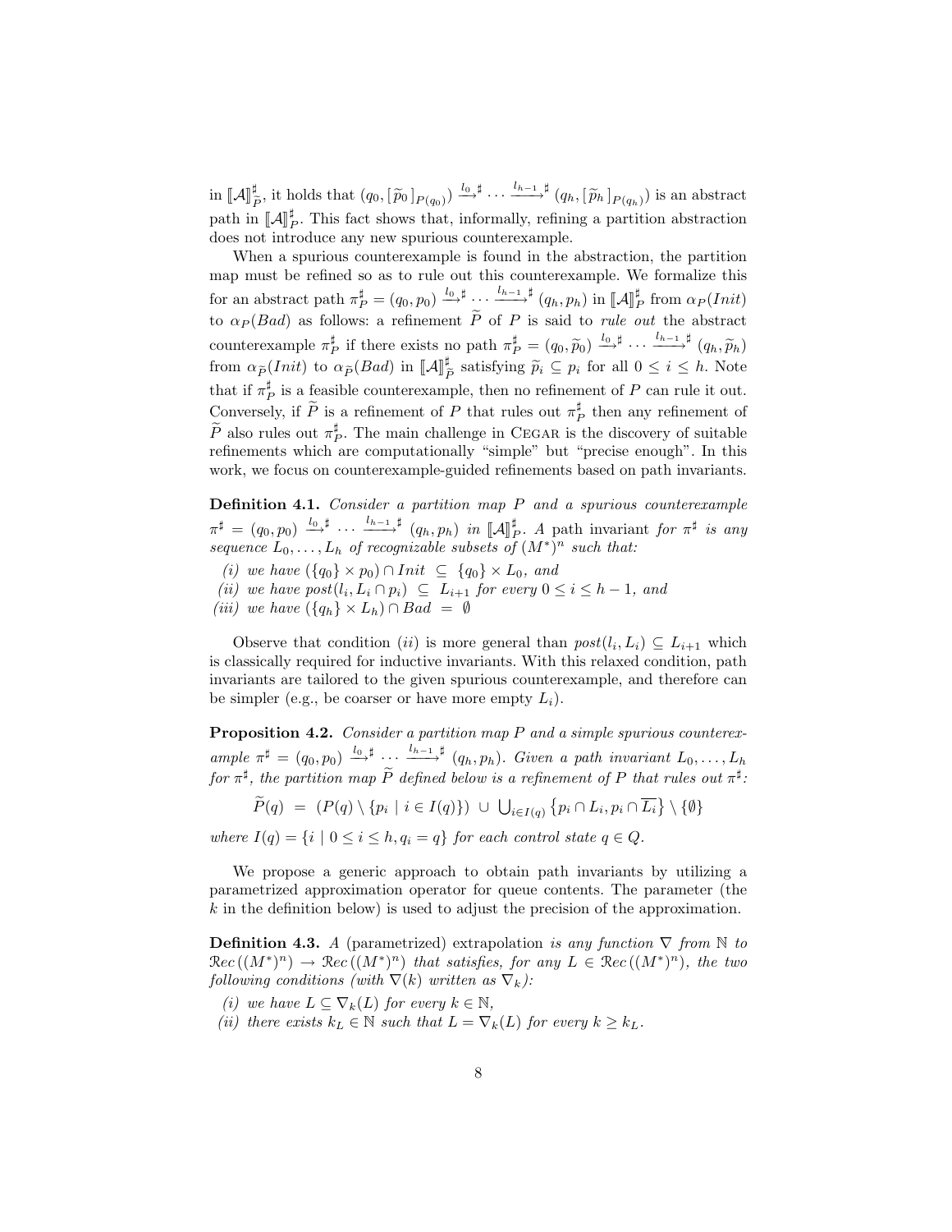in $[\![\mathcal{A}]\!]^\sharp_{\widetilde{P}}$, it holds that $(q_0, [\,\widetilde{p}_0\,]_{P(q_0)}) \xrightarrow{l_0}{}^\sharp \cdots \xrightarrow{l_{h-1}}{}^\sharp (q_h, [\,\widetilde{p}_h\,]_{P(q_h)})$ is an abstract path in $[\![\mathcal{A}]\!]^\sharp_P$. This fact shows that, informally, refining a partition abstraction does not introduce any new spurious counterexample.

When a spurious counterexample is found in the abstraction, the partition map must be refined so as to rule out this counterexample. We formalize this for an abstract path $\pi^\sharp_P = (q_0, p_0) \xrightarrow{l_0}{}^\sharp \cdots \xrightarrow{l_{h-1}}{}^\sharp (q_h, p_h)$ in $[\![\mathcal{A}]\!]^\sharp_P$ from $\alpha_P(Init)$ to $\alpha_P(Bad)$ as follows: a refinement $\widetilde{P}$ of $P$ is said to *rule out* the abstract counterexample $\pi^\sharp_P$ if there exists no path $\pi^\sharp_P = (q_0, \widetilde{p}_0) \xrightarrow{l_0}{}^\sharp \cdots \xrightarrow{l_{h-1}}{}^\sharp (q_h, \widetilde{p}_h)$ from $\alpha_{\widetilde{P}}(Init)$ to $\alpha_{\widetilde{P}}(Bad)$ in $[\![\mathcal{A}]\!]^\sharp_{\widetilde{P}}$ satisfying $\widetilde{p}_i \subseteq p_i$ for all $0 \leq i \leq h$. Note that if $\pi^\sharp_P$ is a feasible counterexample, then no refinement of $P$ can rule it out. Conversely, if $\widetilde{P}$ is a refinement of $P$ that rules out $\pi^\sharp_P$ then any refinement of $\widetilde{P}$ also rules out $\pi^\sharp_P$. The main challenge in CEGAR is the discovery of suitable refinements which are computationally "simple" but "precise enough". In this work, we focus on counterexample-guided refinements based on path invariants.

**Definition 4.1.** *Consider a partition map $P$ and a spurious counterexample $\pi^\sharp = (q_0, p_0) \xrightarrow{l_0}{}^\sharp \cdots \xrightarrow{l_{h-1}}{}^\sharp (q_h, p_h)$ in $[\![\mathcal{A}]\!]^\sharp_P$. A* path invariant *for $\pi^\sharp$ is any sequence $L_0, \ldots, L_h$ of recognizable subsets of $(M^*)^n$ such that:*

*(i) we have $(\{q_0\} \times p_0) \cap Init \;\subseteq\; \{q_0\} \times L_0$, and*
*(ii) we have $post(l_i, L_i \cap p_i) \;\subseteq\; L_{i+1}$ for every $0 \leq i \leq h-1$, and*
*(iii) we have $(\{q_h\} \times L_h) \cap Bad \;=\; \emptyset$*

Observe that condition $(ii)$ is more general than $post(l_i, L_i) \subseteq L_{i+1}$ which is classically required for inductive invariants. With this relaxed condition, path invariants are tailored to the given spurious counterexample, and therefore can be simpler (e.g., be coarser or have more empty $L_i$).

**Proposition 4.2.** *Consider a partition map $P$ and a simple spurious counterexample $\pi^\sharp = (q_0, p_0) \xrightarrow{l_0}{}^\sharp \cdots \xrightarrow{l_{h-1}}{}^\sharp (q_h, p_h)$. Given a path invariant $L_0, \ldots, L_h$ for $\pi^\sharp$, the partition map $\widetilde{P}$ defined below is a refinement of $P$ that rules out $\pi^\sharp$:*

$$\widetilde{P}(q) \;=\; (P(q) \setminus \{p_i \mid i \in I(q)\}) \;\cup\; \bigcup_{i \in I(q)} \{p_i \cap L_i, p_i \cap \overline{L_i}\} \setminus \{\emptyset\}$$

*where $I(q) = \{i \mid 0 \leq i \leq h, q_i = q\}$ for each control state $q \in Q$.*

We propose a generic approach to obtain path invariants by utilizing a parametrized approximation operator for queue contents. The parameter (the $k$ in the definition below) is used to adjust the precision of the approximation.

**Definition 4.3.** *A* (parametrized) extrapolation *is any function $\nabla$ from $\mathbb{N}$ to $\mathcal{R}ec\left((M^*)^n\right) \to \mathcal{R}ec\left((M^*)^n\right)$ that satisfies, for any $L \in \mathcal{R}ec\left((M^*)^n\right)$, the two following conditions (with $\nabla(k)$ written as $\nabla_k$):*

*(i) we have $L \subseteq \nabla_k(L)$ for every $k \in \mathbb{N}$,*
*(ii) there exists $k_L \in \mathbb{N}$ such that $L = \nabla_k(L)$ for every $k \geq k_L$.*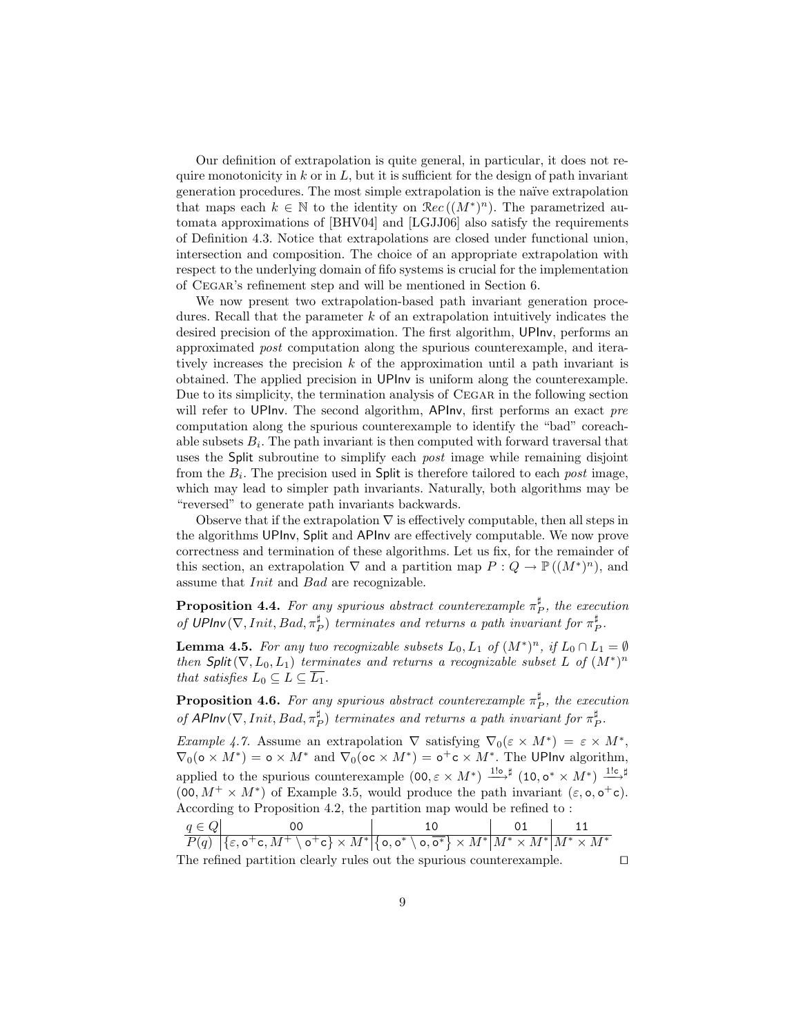Our definition of extrapolation is quite general, in particular, it does not require monotonicity in $k$ or in $L$, but it is sufficient for the design of path invariant generation procedures. The most simple extrapolation is the naïve extrapolation that maps each $k \in \mathbb{N}$ to the identity on $\mathcal{R}ec\left((M^*)^n\right)$. The parametrized automata approximations of [BHV04] and [LGJJ06] also satisfy the requirements of Definition 4.3. Notice that extrapolations are closed under functional union, intersection and composition. The choice of an appropriate extrapolation with respect to the underlying domain of fifo systems is crucial for the implementation of Cegar's refinement step and will be mentioned in Section 6.

We now present two extrapolation-based path invariant generation procedures. Recall that the parameter $k$ of an extrapolation intuitively indicates the desired precision of the approximation. The first algorithm, UPInv, performs an approximated *post* computation along the spurious counterexample, and iteratively increases the precision $k$ of the approximation until a path invariant is obtained. The applied precision in UPInv is uniform along the counterexample. Due to its simplicity, the termination analysis of Cegar in the following section will refer to UPInv. The second algorithm, APInv, first performs an exact *pre* computation along the spurious counterexample to identify the "bad" coreachable subsets $B_i$. The path invariant is then computed with forward traversal that uses the Split subroutine to simplify each *post* image while remaining disjoint from the $B_i$. The precision used in Split is therefore tailored to each *post* image, which may lead to simpler path invariants. Naturally, both algorithms may be "reversed" to generate path invariants backwards.

Observe that if the extrapolation $\nabla$ is effectively computable, then all steps in the algorithms UPInv, Split and APInv are effectively computable. We now prove correctness and termination of these algorithms. Let us fix, for the remainder of this section, an extrapolation $\nabla$ and a partition map $P : Q \to \mathbb{P}\left((M^*)^n\right)$, and assume that $Init$ and $Bad$ are recognizable.

**Proposition 4.4.** *For any spurious abstract counterexample $\pi_P^\sharp$, the execution of $\mathsf{UPInv}(\nabla, Init, Bad, \pi_P^\sharp)$ terminates and returns a path invariant for $\pi_P^\sharp$.*

**Lemma 4.5.** *For any two recognizable subsets $L_0, L_1$ of $(M^*)^n$, if $L_0 \cap L_1 = \emptyset$ then $\mathsf{Split}(\nabla, L_0, L_1)$ terminates and returns a recognizable subset $L$ of $(M^*)^n$ that satisfies $L_0 \subseteq L \subseteq \overline{L_1}$.*

**Proposition 4.6.** *For any spurious abstract counterexample $\pi_P^\sharp$, the execution of $\mathsf{APInv}(\nabla, Init, Bad, \pi_P^\sharp)$ terminates and returns a path invariant for $\pi_P^\sharp$.*

*Example 4.7.* Assume an extrapolation $\nabla$ satisfying $\nabla_0(\varepsilon \times M^*) = \varepsilon \times M^*$, $\nabla_0(\mathsf{o} \times M^*) = \mathsf{o} \times M^*$ and $\nabla_0(\mathsf{oc} \times M^*) = \mathsf{o}^+\mathsf{c} \times M^*$. The UPInv algorithm, applied to the spurious counterexample $(\mathsf{00}, \varepsilon \times M^*) \xrightarrow{1!\mathsf{o}}{}^\sharp (\mathsf{10}, \mathsf{o}^* \times M^*) \xrightarrow{1!\mathsf{c}}{}^\sharp (\mathsf{00}, M^+ \times M^*)$ of Example 3.5, would produce the path invariant $(\varepsilon, \mathsf{o}, \mathsf{o}^+\mathsf{c})$. According to Proposition 4.2, the partition map would be refined to :

| $q \in Q$ | 00 | 10 | 01 | 11 |
|---|---|---|---|---|
| $P(q)$ | $\{\varepsilon, \mathsf{o}^+\mathsf{c}, M^+ \setminus \mathsf{o}^+\mathsf{c}\} \times M^*$ | $\{\mathsf{o}, \mathsf{o}^* \setminus \mathsf{o}, \overline{\mathsf{o}^*}\} \times M^*$ | $M^* \times M^*$ | $M^* \times M^*$ |

The refined partition clearly rules out the spurious counterexample. □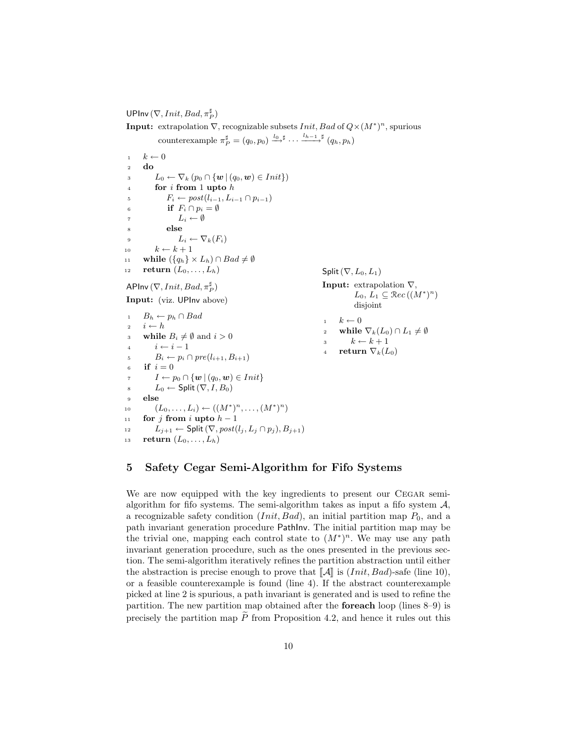UPInv $(\nabla, Init, Bad, \pi_P^\sharp)$

**Input:** extrapolation $\nabla$, recognizable subsets $Init, Bad$ of $Q \times (M^*)^n$, spurious counterexample $\pi_P^\sharp = (q_0, p_0) \xrightarrow{l_0}{}^\sharp \cdots \xrightarrow{l_{h-1}}{}^\sharp (q_h, p_h)$

```
1   k ← 0
2   do
3       L_0 ← ∇_k (p_0 ∩ {w | (q_0, w) ∈ Init})
4       for i from 1 upto h
5           F_i ← post(l_{i-1}, L_{i-1} ∩ p_{i-1})
6           if F_i ∩ p_i = ∅
7               L_i ← ∅
8           else
9               L_i ← ∇_k(F_i)
10      k ← k + 1
11  while ({q_h} × L_h) ∩ Bad ≠ ∅
12  return (L_0, ..., L_h)
```

APInv $(\nabla, Init, Bad, \pi_P^\sharp)$

**Input:** (viz. UPInv above)

```
1   B_h ← p_h ∩ Bad
2   i ← h
3   while B_i ≠ ∅ and i > 0
4       i ← i − 1
5       B_i ← p_i ∩ pre(l_{i+1}, B_{i+1})
6   if i = 0
7       I ← p_0 ∩ {w | (q_0, w) ∈ Init}
8       L_0 ← Split(∇, I, B_0)
9   else
10      (L_0, ..., L_i) ← ((M*)^n, ..., (M*)^n)
11  for j from i upto h − 1
12      L_{j+1} ← Split(∇, post(l_j, L_j ∩ p_j), B_{j+1})
13  return (L_0, ..., L_h)
```

Split $(\nabla, L_0, L_1)$

**Input:** extrapolation $\nabla$, $L_0, L_1 \subseteq \mathcal{R}ec\,((M^*)^n)$ disjoint

```
1   k ← 0
2   while ∇_k(L_0) ∩ L_1 ≠ ∅
3       k ← k + 1
4   return ∇_k(L_0)
```

## 5 Safety Cegar Semi-Algorithm for Fifo Systems

We are now equipped with the key ingredients to present our Cegar semi-algorithm for fifo systems. The semi-algorithm takes as input a fifo system $\mathcal{A}$, a recognizable safety condition $(Init, Bad)$, an initial partition map $P_0$, and a path invariant generation procedure PathInv. The initial partition map may be the trivial one, mapping each control state to $(M^*)^n$. We may use any path invariant generation procedure, such as the ones presented in the previous section. The semi-algorithm iteratively refines the partition abstraction until either the abstraction is precise enough to prove that $[\![\mathcal{A}]\!]$ is $(Init, Bad)$-safe (line 10), or a feasible counterexample is found (line 4). If the abstract counterexample picked at line 2 is spurious, a path invariant is generated and is used to refine the partition. The new partition map obtained after the **foreach** loop (lines 8–9) is precisely the partition map $\widetilde{P}$ from Proposition 4.2, and hence it rules out this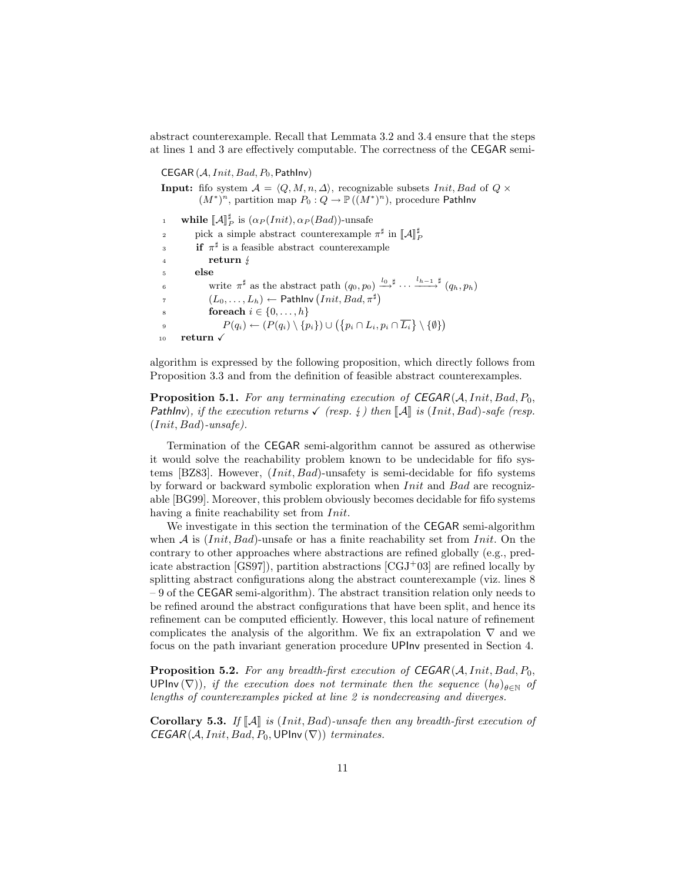abstract counterexample. Recall that Lemmata 3.2 and 3.4 ensure that the steps at lines 1 and 3 are effectively computable. The correctness of the CEGAR semi-

```
CEGAR (A, Init, Bad, P_0, PathInv)
Input: fifo system A = ⟨Q, M, n, Δ⟩, recognizable subsets Init, Bad of Q × (M*)^n, partition map P_0 : Q → ℙ((M*)^n), procedure PathInv

 1  while ⟦A⟧♯_P is (α_P(Init), α_P(Bad))-unsafe
 2      pick a simple abstract counterexample π♯ in ⟦A⟧♯_P
 3      if π♯ is a feasible abstract counterexample
 4          return ↯
 5      else
 6          write π♯ as the abstract path (q_0, p_0) --l_0-->♯ ··· --l_{h-1}-->♯ (q_h, p_h)
 7          (L_0, ..., L_h) ← PathInv (Init, Bad, π♯)
 8          foreach i ∈ {0, ..., h}
 9              P(q_i) ← (P(q_i) \ {p_i}) ∪ ({p_i ∩ L_i, p_i ∩ ¬L_i} \ {∅})
10  return ✓
```

algorithm is expressed by the following proposition, which directly follows from Proposition 3.3 and from the definition of feasible abstract counterexamples.

**Proposition 5.1.** *For any terminating execution of CEGAR$(\mathcal{A}, Init, Bad, P_0,$ PathInv$)$, if the execution returns ✓ (resp. ↯) then $[\![\mathcal{A}]\!]$ is $(Init, Bad)$-safe (resp. $(Init, Bad)$-unsafe).*

Termination of the CEGAR semi-algorithm cannot be assured as otherwise it would solve the reachability problem known to be undecidable for fifo systems [BZ83]. However, $(Init, Bad)$-unsafety is semi-decidable for fifo systems by forward or backward symbolic exploration when $Init$ and $Bad$ are recognizable [BG99]. Moreover, this problem obviously becomes decidable for fifo systems having a finite reachability set from $Init$.

We investigate in this section the termination of the CEGAR semi-algorithm when $\mathcal{A}$ is $(Init, Bad)$-unsafe or has a finite reachability set from $Init$. On the contrary to other approaches where abstractions are refined globally (e.g., predicate abstraction [GS97]), partition abstractions [CGJ+03] are refined locally by splitting abstract configurations along the abstract counterexample (viz. lines 8 – 9 of the CEGAR semi-algorithm). The abstract transition relation only needs to be refined around the abstract configurations that have been split, and hence its refinement can be computed efficiently. However, this local nature of refinement complicates the analysis of the algorithm. We fix an extrapolation $\nabla$ and we focus on the path invariant generation procedure UPInv presented in Section 4.

**Proposition 5.2.** *For any breadth-first execution of CEGAR$(\mathcal{A}, Init, Bad, P_0,$ UPInv$(\nabla))$, if the execution does not terminate then the sequence $(h_\theta)_{\theta \in \mathbb{N}}$ of lengths of counterexamples picked at line 2 is nondecreasing and diverges.*

**Corollary 5.3.** *If $[\![\mathcal{A}]\!]$ is $(Init, Bad)$-unsafe then any breadth-first execution of CEGAR$(\mathcal{A}, Init, Bad, P_0,$ UPInv$(\nabla))$ terminates.*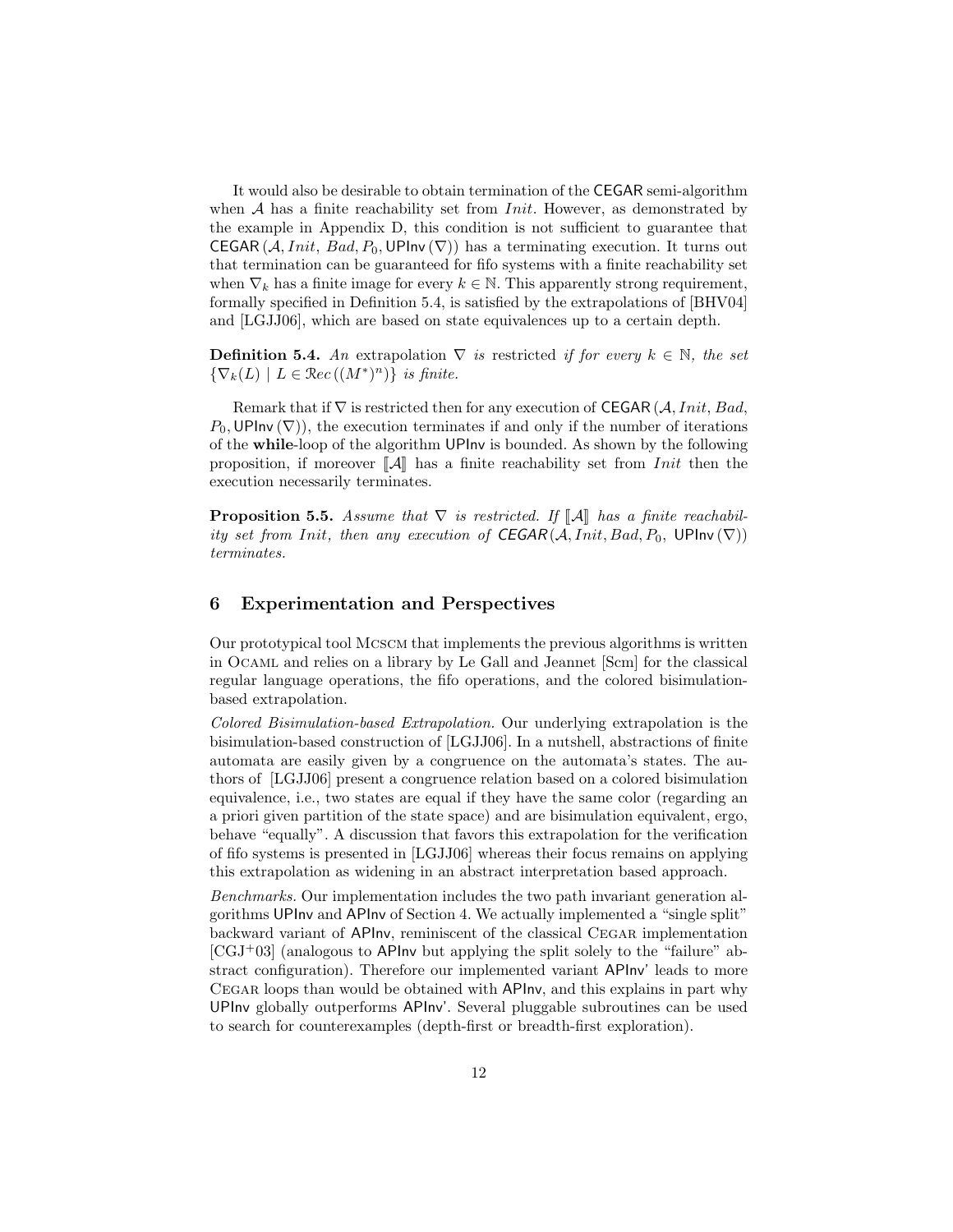It would also be desirable to obtain termination of the CEGAR semi-algorithm when $\mathcal{A}$ has a finite reachability set from $Init$. However, as demonstrated by the example in Appendix D, this condition is not sufficient to guarantee that CEGAR $(\mathcal{A}, Init, Bad, P_0, \mathsf{UPInv}(\nabla))$ has a terminating execution. It turns out that termination can be guaranteed for fifo systems with a finite reachability set when $\nabla_k$ has a finite image for every $k \in \mathbb{N}$. This apparently strong requirement, formally specified in Definition 5.4, is satisfied by the extrapolations of [BHV04] and [LGJJ06], which are based on state equivalences up to a certain depth.

**Definition 5.4.** *An* extrapolation $\nabla$ *is* restricted *if for every* $k \in \mathbb{N}$*, the set* $\{\nabla_k(L) \mid L \in \mathcal{R}ec\,((M^*)^n)\}$ *is finite.*

Remark that if $\nabla$ is restricted then for any execution of CEGAR $(\mathcal{A}, Init, Bad, P_0, \mathsf{UPInv}(\nabla))$, the execution terminates if and only if the number of iterations of the **while**-loop of the algorithm UPInv is bounded. As shown by the following proposition, if moreover $[\![\mathcal{A}]\!]$ has a finite reachability set from $Init$ then the execution necessarily terminates.

**Proposition 5.5.** *Assume that* $\nabla$ *is restricted. If* $[\![\mathcal{A}]\!]$ *has a finite reachability set from* $Init$*, then any execution of* CEGAR $(\mathcal{A}, Init, Bad, P_0, \mathsf{UPInv}(\nabla))$ *terminates.*

## 6 Experimentation and Perspectives

Our prototypical tool McScM that implements the previous algorithms is written in OCaml and relies on a library by Le Gall and Jeannet [Scm] for the classical regular language operations, the fifo operations, and the colored bisimulation-based extrapolation.

*Colored Bisimulation-based Extrapolation.* Our underlying extrapolation is the bisimulation-based construction of [LGJJ06]. In a nutshell, abstractions of finite automata are easily given by a congruence on the automata's states. The authors of [LGJJ06] present a congruence relation based on a colored bisimulation equivalence, i.e., two states are equal if they have the same color (regarding an a priori given partition of the state space) and are bisimulation equivalent, ergo, behave "equally". A discussion that favors this extrapolation for the verification of fifo systems is presented in [LGJJ06] whereas their focus remains on applying this extrapolation as widening in an abstract interpretation based approach.

*Benchmarks.* Our implementation includes the two path invariant generation algorithms UPInv and APInv of Section 4. We actually implemented a "single split" backward variant of APInv, reminiscent of the classical Cegar implementation [CGJ+03] (analogous to APInv but applying the split solely to the "failure" abstract configuration). Therefore our implemented variant APInv' leads to more Cegar loops than would be obtained with APInv, and this explains in part why UPInv globally outperforms APInv'. Several pluggable subroutines can be used to search for counterexamples (depth-first or breadth-first exploration).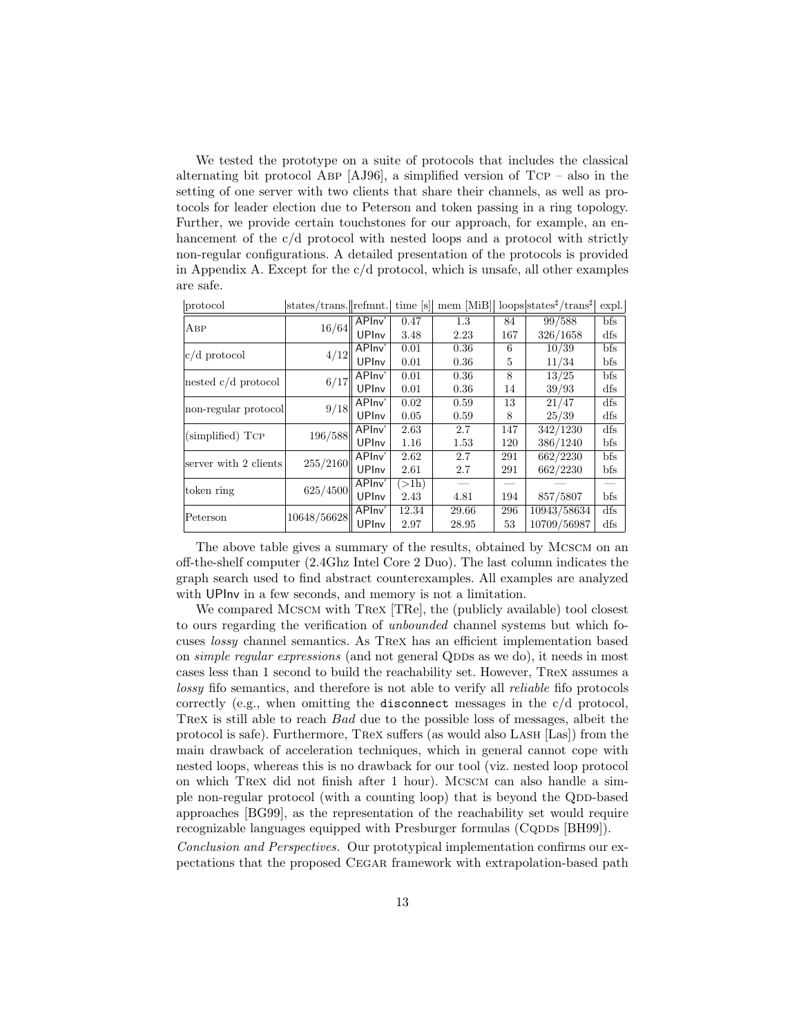We tested the prototype on a suite of protocols that includes the classical alternating bit protocol ABP [AJ96], a simplified version of TCP – also in the setting of one server with two clients that share their channels, as well as protocols for leader election due to Peterson and token passing in a ring topology. Further, we provide certain touchstones for our approach, for example, an enhancement of the c/d protocol with nested loops and a protocol with strictly non-regular configurations. A detailed presentation of the protocols is provided in Appendix A. Except for the c/d protocol, which is unsafe, all other examples are safe.

| protocol | states/trans. | refmnt. | time [s] | mem [MiB] | loops | states$^\sharp$/trans$^\sharp$ | expl. |
|---|---|---|---|---|---|---|---|
| ABP | 16/64 | APInv' | 0.47 | 1.3 | 84 | 99/588 | bfs |
| | | UPInv | 3.48 | 2.23 | 167 | 326/1658 | dfs |
| c/d protocol | 4/12 | APInv' | 0.01 | 0.36 | 6 | 10/39 | bfs |
| | | UPInv | 0.01 | 0.36 | 5 | 11/34 | bfs |
| nested c/d protocol | 6/17 | APInv' | 0.01 | 0.36 | 8 | 13/25 | bfs |
| | | UPInv | 0.01 | 0.36 | 14 | 39/93 | dfs |
| non-regular protocol | 9/18 | APInv' | 0.02 | 0.59 | 13 | 21/47 | dfs |
| | | UPInv | 0.05 | 0.59 | 8 | 25/39 | dfs |
| (simplified) TCP | 196/588 | APInv' | 2.63 | 2.7 | 147 | 342/1230 | dfs |
| | | UPInv | 1.16 | 1.53 | 120 | 386/1240 | bfs |
| server with 2 clients | 255/2160 | APInv' | 2.62 | 2.7 | 291 | 662/2230 | bfs |
| | | UPInv | 2.61 | 2.7 | 291 | 662/2230 | bfs |
| token ring | 625/4500 | APInv' | (>1h) | — | — | — | — |
| | | UPInv | 2.43 | 4.81 | 194 | 857/5807 | bfs |
| Peterson | 10648/56628 | APInv' | 12.34 | 29.66 | 296 | 10943/58634 | dfs |
| | | UPInv | 2.97 | 28.95 | 53 | 10709/56987 | dfs |

The above table gives a summary of the results, obtained by MCSCM on an off-the-shelf computer (2.4Ghz Intel Core 2 Duo). The last column indicates the graph search used to find abstract counterexamples. All examples are analyzed with UPInv in a few seconds, and memory is not a limitation.

We compared MCSCM with TREX [TRe], the (publicly available) tool closest to ours regarding the verification of *unbounded* channel systems but which focuses *lossy* channel semantics. As TREX has an efficient implementation based on *simple regular expressions* (and not general QDDs as we do), it needs in most cases less than 1 second to build the reachability set. However, TREX assumes a *lossy* fifo semantics, and therefore is not able to verify all *reliable* fifo protocols correctly (e.g., when omitting the `disconnect` messages in the c/d protocol, TREX is still able to reach *Bad* due to the possible loss of messages, albeit the protocol is safe). Furthermore, TREX suffers (as would also LASH [Las]) from the main drawback of acceleration techniques, which in general cannot cope with nested loops, whereas this is no drawback for our tool (viz. nested loop protocol on which TREX did not finish after 1 hour). MCSCM can also handle a simple non-regular protocol (with a counting loop) that is beyond the QDD-based approaches [BG99], as the representation of the reachability set would require recognizable languages equipped with Presburger formulas (CQDDs [BH99]).

*Conclusion and Perspectives.* Our prototypical implementation confirms our expectations that the proposed CEGAR framework with extrapolation-based path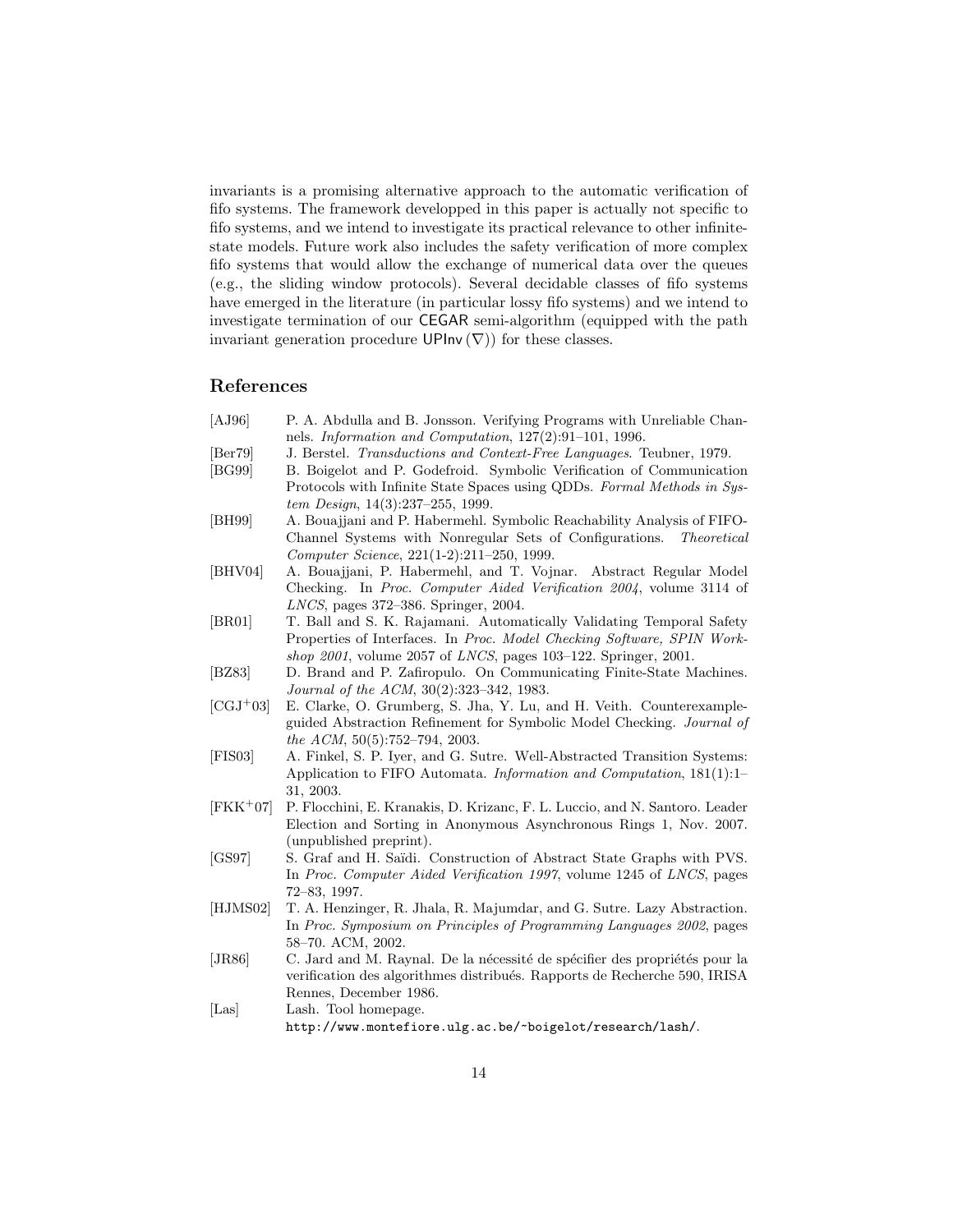invariants is a promising alternative approach to the automatic verification of fifo systems. The framework developped in this paper is actually not specific to fifo systems, and we intend to investigate its practical relevance to other infinite-state models. Future work also includes the safety verification of more complex fifo systems that would allow the exchange of numerical data over the queues (e.g., the sliding window protocols). Several decidable classes of fifo systems have emerged in the literature (in particular lossy fifo systems) and we intend to investigate termination of our CEGAR semi-algorithm (equipped with the path invariant generation procedure $\mathsf{UPInv}(\nabla)$) for these classes.

## References

[AJ96] P. A. Abdulla and B. Jonsson. Verifying Programs with Unreliable Channels. *Information and Computation*, 127(2):91–101, 1996.

[Ber79] J. Berstel. *Transductions and Context-Free Languages*. Teubner, 1979.

[BG99] B. Boigelot and P. Godefroid. Symbolic Verification of Communication Protocols with Infinite State Spaces using QDDs. *Formal Methods in System Design*, 14(3):237–255, 1999.

[BH99] A. Bouajjani and P. Habermehl. Symbolic Reachability Analysis of FIFO-Channel Systems with Nonregular Sets of Configurations. *Theoretical Computer Science*, 221(1-2):211–250, 1999.

[BHV04] A. Bouajjani, P. Habermehl, and T. Vojnar. Abstract Regular Model Checking. In *Proc. Computer Aided Verification 2004*, volume 3114 of *LNCS*, pages 372–386. Springer, 2004.

[BR01] T. Ball and S. K. Rajamani. Automatically Validating Temporal Safety Properties of Interfaces. In *Proc. Model Checking Software, SPIN Workshop 2001*, volume 2057 of *LNCS*, pages 103–122. Springer, 2001.

[BZ83] D. Brand and P. Zafiropulo. On Communicating Finite-State Machines. *Journal of the ACM*, 30(2):323–342, 1983.

[CGJ+03] E. Clarke, O. Grumberg, S. Jha, Y. Lu, and H. Veith. Counterexample-guided Abstraction Refinement for Symbolic Model Checking. *Journal of the ACM*, 50(5):752–794, 2003.

[FIS03] A. Finkel, S. P. Iyer, and G. Sutre. Well-Abstracted Transition Systems: Application to FIFO Automata. *Information and Computation*, 181(1):1–31, 2003.

[FKK+07] P. Flocchini, E. Kranakis, D. Krizanc, F. L. Luccio, and N. Santoro. Leader Election and Sorting in Anonymous Asynchronous Rings 1, Nov. 2007. (unpublished preprint).

[GS97] S. Graf and H. Saïdi. Construction of Abstract State Graphs with PVS. In *Proc. Computer Aided Verification 1997*, volume 1245 of *LNCS*, pages 72–83, 1997.

[HJMS02] T. A. Henzinger, R. Jhala, R. Majumdar, and G. Sutre. Lazy Abstraction. In *Proc. Symposium on Principles of Programming Languages 2002*, pages 58–70. ACM, 2002.

[JR86] C. Jard and M. Raynal. De la nécessité de spécifier des propriétés pour la verification des algorithmes distribués. Rapports de Recherche 590, IRISA Rennes, December 1986.

[Las] Lash. Tool homepage. `http://www.montefiore.ulg.ac.be/~boigelot/research/lash/`.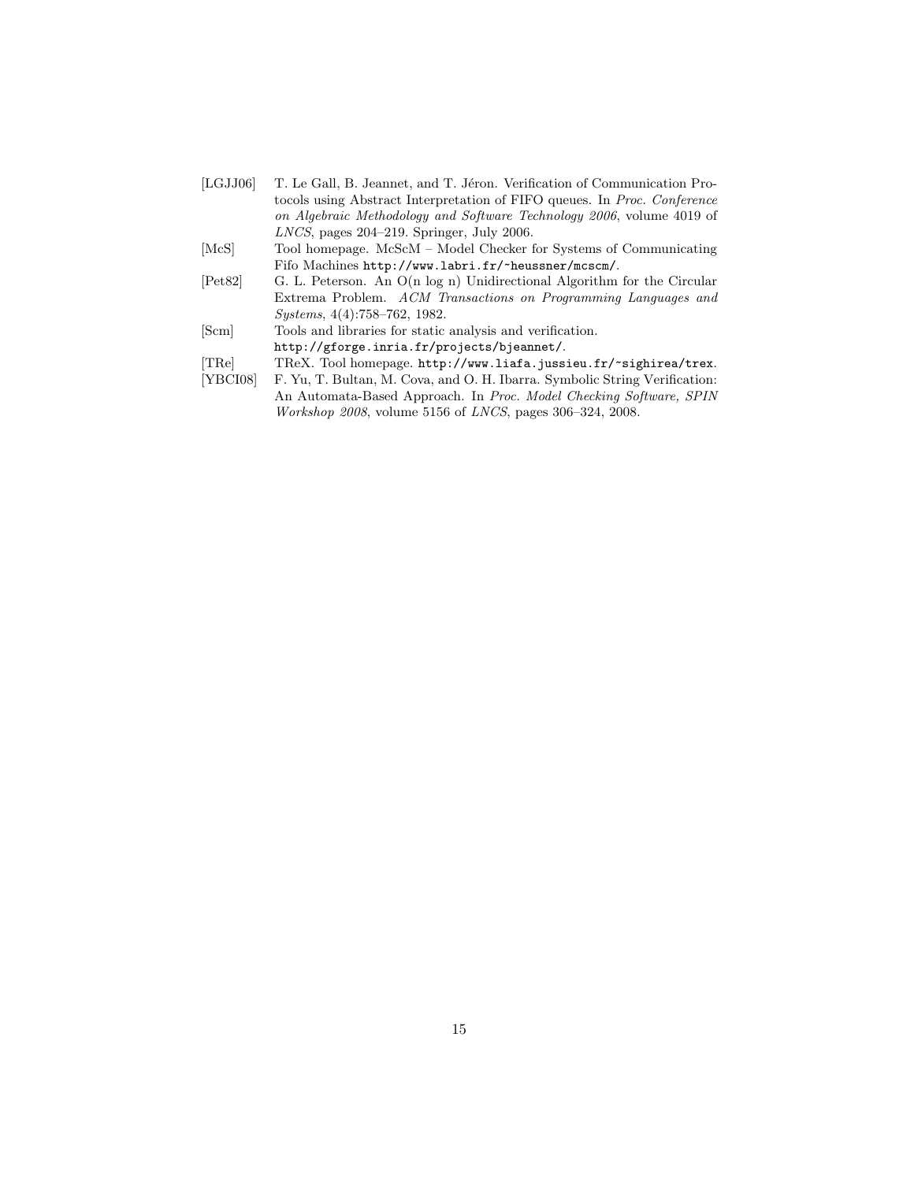[LGJJ06] T. Le Gall, B. Jeannet, and T. Jéron. Verification of Communication Protocols using Abstract Interpretation of FIFO queues. In *Proc. Conference on Algebraic Methodology and Software Technology 2006*, volume 4019 of *LNCS*, pages 204–219. Springer, July 2006.

[McS] Tool homepage. McScM – Model Checker for Systems of Communicating Fifo Machines `http://www.labri.fr/~heussner/mcscm/`.

[Pet82] G. L. Peterson. An O(n log n) Unidirectional Algorithm for the Circular Extrema Problem. *ACM Transactions on Programming Languages and Systems*, 4(4):758–762, 1982.

[Scm] Tools and libraries for static analysis and verification. `http://gforge.inria.fr/projects/bjeannet/`.

[TRe] TReX. Tool homepage. `http://www.liafa.jussieu.fr/~sighirea/trex`.

[YBCI08] F. Yu, T. Bultan, M. Cova, and O. H. Ibarra. Symbolic String Verification: An Automata-Based Approach. In *Proc. Model Checking Software, SPIN Workshop 2008*, volume 5156 of *LNCS*, pages 306–324, 2008.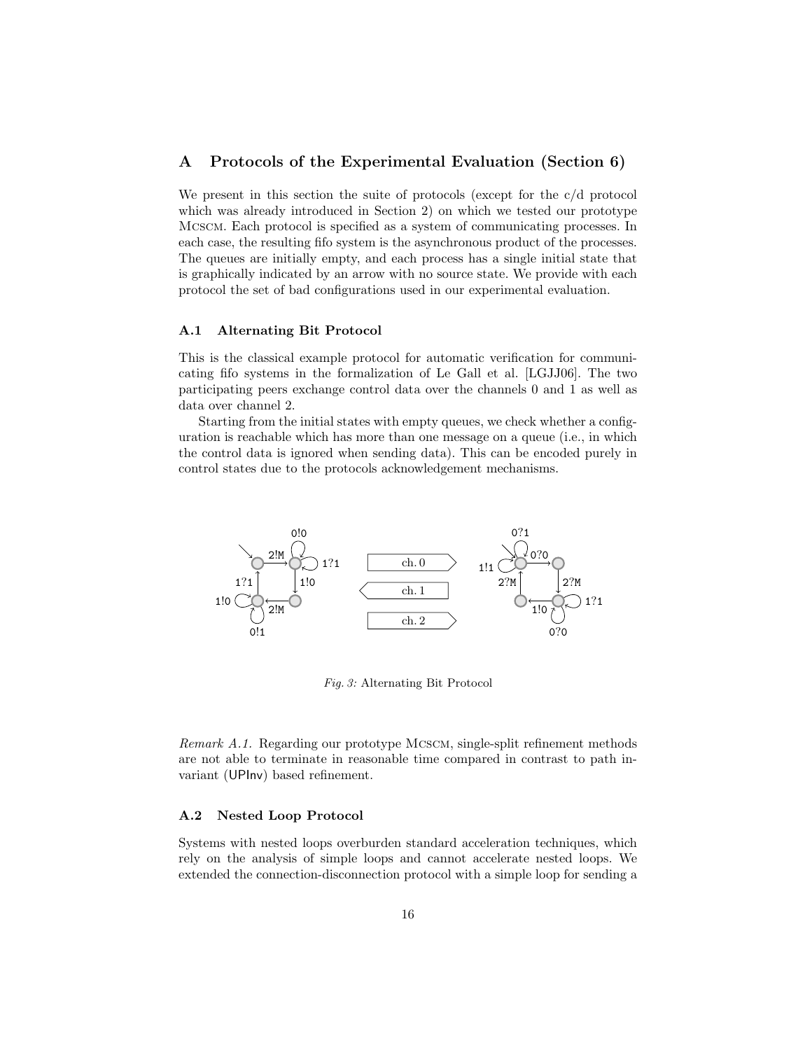# A Protocols of the Experimental Evaluation (Section 6)

We present in this section the suite of protocols (except for the c/d protocol which was already introduced in Section 2) on which we tested our prototype Mcscm. Each protocol is specified as a system of communicating processes. In each case, the resulting fifo system is the asynchronous product of the processes. The queues are initially empty, and each process has a single initial state that is graphically indicated by an arrow with no source state. We provide with each protocol the set of bad configurations used in our experimental evaluation.

## A.1 Alternating Bit Protocol

This is the classical example protocol for automatic verification for communicating fifo systems in the formalization of Le Gall et al. [LGJJ06]. The two participating peers exchange control data over the channels 0 and 1 as well as data over channel 2.

Starting from the initial states with empty queues, we check whether a configuration is reachable which has more than one message on a queue (i.e., in which the control data is ignored when sending data). This can be encoded purely in control states due to the protocols acknowledgement mechanisms.

*Fig. 3:* Alternating Bit Protocol

*Remark A.1.* Regarding our prototype Mcscm, single-split refinement methods are not able to terminate in reasonable time compared in contrast to path invariant (UPInv) based refinement.

## A.2 Nested Loop Protocol

Systems with nested loops overburden standard acceleration techniques, which rely on the analysis of simple loops and cannot accelerate nested loops. We extended the connection-disconnection protocol with a simple loop for sending a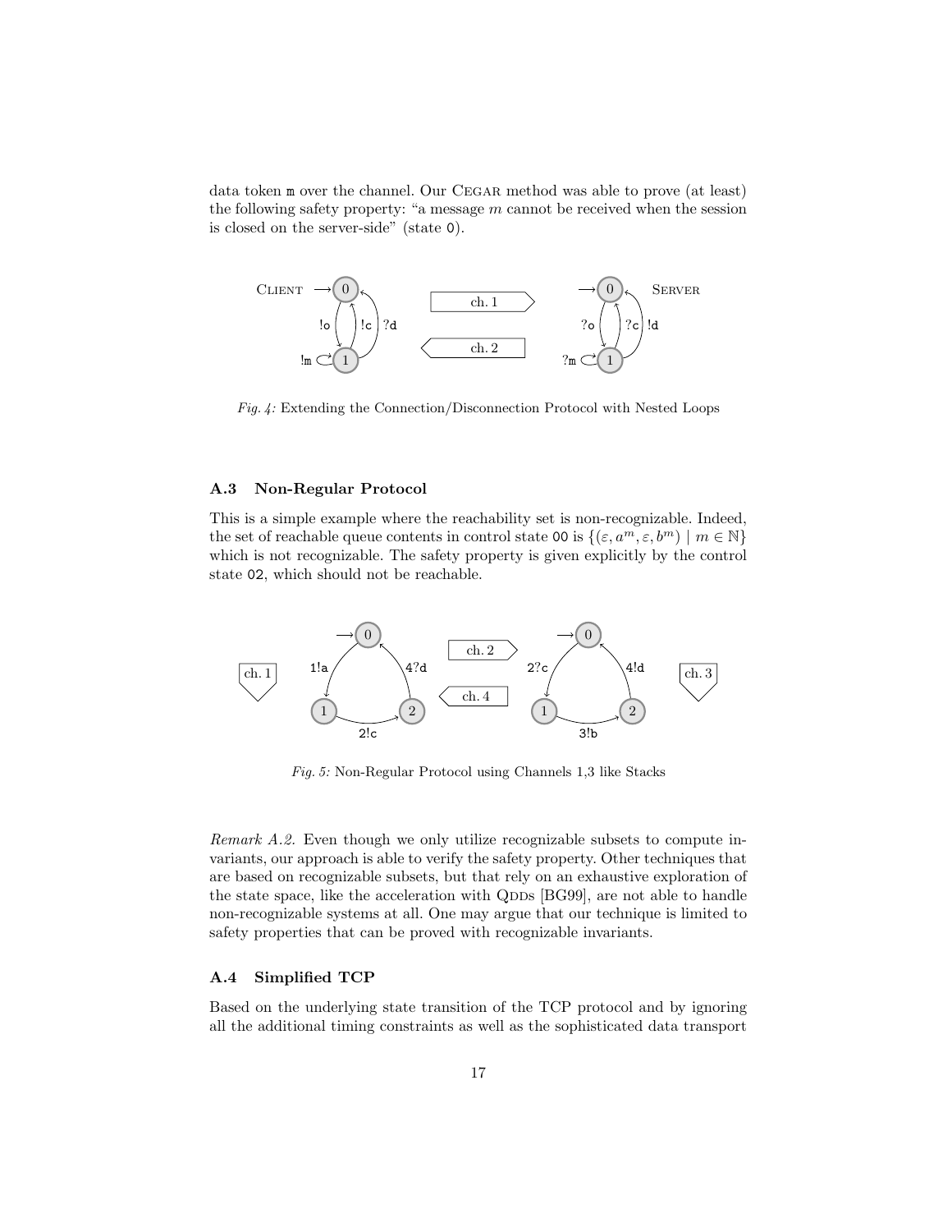data token m over the channel. Our CEGAR method was able to prove (at least) the following safety property: "a message $m$ cannot be received when the session is closed on the server-side" (state 0).

*Fig. 4:* Extending the Connection/Disconnection Protocol with Nested Loops

### A.3 Non-Regular Protocol

This is a simple example where the reachability set is non-recognizable. Indeed, the set of reachable queue contents in control state 00 is $\{(\varepsilon, a^m, \varepsilon, b^m) \mid m \in \mathbb{N}\}$ which is not recognizable. The safety property is given explicitly by the control state 02, which should not be reachable.

*Fig. 5:* Non-Regular Protocol using Channels 1,3 like Stacks

*Remark A.2.* Even though we only utilize recognizable subsets to compute invariants, our approach is able to verify the safety property. Other techniques that are based on recognizable subsets, but that rely on an exhaustive exploration of the state space, like the acceleration with QDDs [BG99], are not able to handle non-recognizable systems at all. One may argue that our technique is limited to safety properties that can be proved with recognizable invariants.

### A.4 Simplified TCP

Based on the underlying state transition of the TCP protocol and by ignoring all the additional timing constraints as well as the sophisticated data transport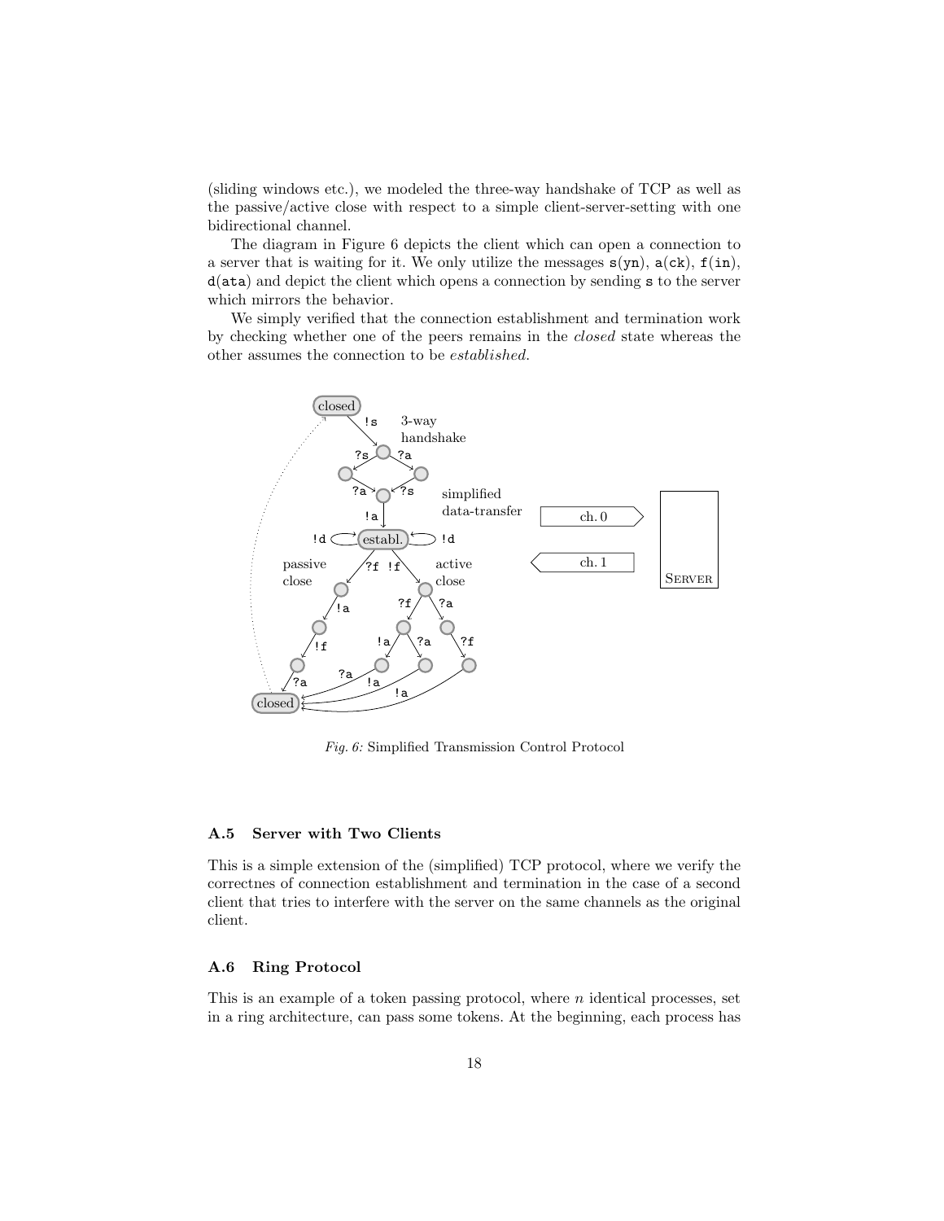(sliding windows etc.), we modeled the three-way handshake of TCP as well as the passive/active close with respect to a simple client-server-setting with one bidirectional channel.

The diagram in Figure 6 depicts the client which can open a connection to a server that is waiting for it. We only utilize the messages `s(yn)`, `a(ck)`, `f(in)`, `d(ata)` and depict the client which opens a connection by sending `s` to the server which mirrors the behavior.

We simply verified that the connection establishment and termination work by checking whether one of the peers remains in the *closed* state whereas the other assumes the connection to be *established*.

*Fig. 6:* Simplified Transmission Control Protocol

### A.5 Server with Two Clients

This is a simple extension of the (simplified) TCP protocol, where we verify the correctnes of connection establishment and termination in the case of a second client that tries to interfere with the server on the same channels as the original client.

### A.6 Ring Protocol

This is an example of a token passing protocol, where $n$ identical processes, set in a ring architecture, can pass some tokens. At the beginning, each process has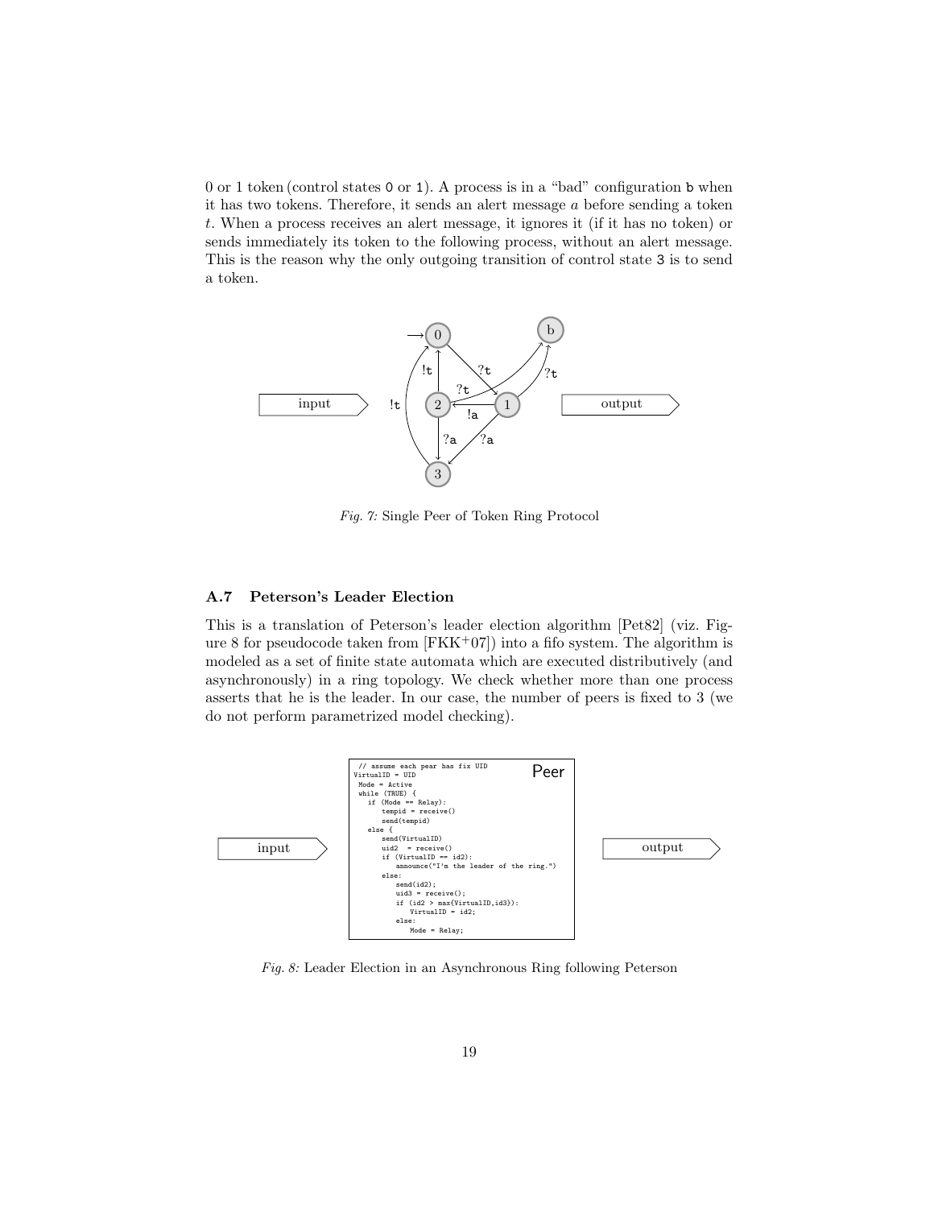0 or 1 token (control states 0 or 1). A process is in a "bad" configuration b when it has two tokens. Therefore, it sends an alert message $a$ before sending a token $t$. When a process receives an alert message, it ignores it (if it has no token) or sends immediately its token to the following process, without an alert message. This is the reason why the only outgoing transition of control state 3 is to send a token.

*Fig. 7:* Single Peer of Token Ring Protocol

### A.7 Peterson's Leader Election

This is a translation of Peterson's leader election algorithm [Pet82] (viz. Figure 8 for pseudocode taken from [FKK⁺07]) into a fifo system. The algorithm is modeled as a set of finite state automata which are executed distributively (and asynchronously) in a ring topology. We check whether more than one process asserts that he is the leader. In our case, the number of peers is fixed to 3 (we do not perform parametrized model checking).

```
// assume each pear has fix UID
VirtualID = UID
Mode = Active
while (TRUE) {
  if (Mode == Relay):
     tempid = receive()
     send(tempid)
  else {
     send(VirtualID)
     uid2  = receive()
     if (VirtualID == id2):
        announce("I'm the leader of the ring.")
     else:
        send(id2);
        uid3 = receive();
        if (id2 > max(VirtualID,id3)):
           VirtualID = id2;
        else:
           Mode = Relay;
```

*Fig. 8:* Leader Election in an Asynchronous Ring following Peterson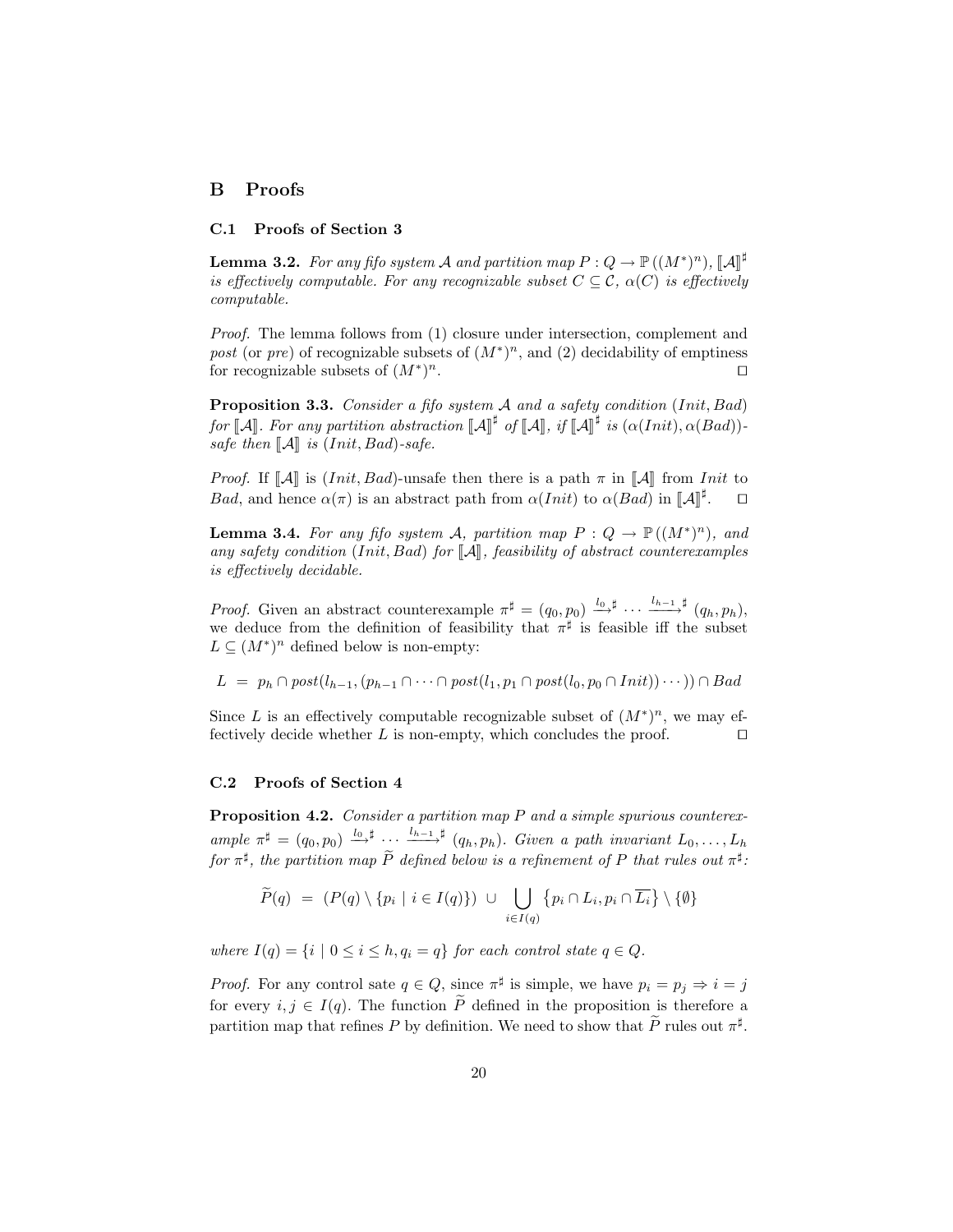## B Proofs

### C.1 Proofs of Section 3

**Lemma 3.2.** *For any fifo system $\mathcal{A}$ and partition map $P : Q \to \mathbb{P}((M^*)^n)$, $[\![\mathcal{A}]\!]^\sharp$ is effectively computable. For any recognizable subset $C \subseteq \mathcal{C}$, $\alpha(C)$ is effectively computable.*

*Proof.* The lemma follows from (1) closure under intersection, complement and *post* (or *pre*) of recognizable subsets of $(M^*)^n$, and (2) decidability of emptiness for recognizable subsets of $(M^*)^n$. ◻

**Proposition 3.3.** *Consider a fifo system $\mathcal{A}$ and a safety condition $(Init, Bad)$ for $[\![\mathcal{A}]\!]$. For any partition abstraction $[\![\mathcal{A}]\!]^\sharp$ of $[\![\mathcal{A}]\!]$, if $[\![\mathcal{A}]\!]^\sharp$ is $(\alpha(Init), \alpha(Bad))$-safe then $[\![\mathcal{A}]\!]$ is $(Init, Bad)$-safe.*

*Proof.* If $[\![\mathcal{A}]\!]$ is $(Init, Bad)$-unsafe then there is a path $\pi$ in $[\![\mathcal{A}]\!]$ from $Init$ to $Bad$, and hence $\alpha(\pi)$ is an abstract path from $\alpha(Init)$ to $\alpha(Bad)$ in $[\![\mathcal{A}]\!]^\sharp$. ◻

**Lemma 3.4.** *For any fifo system $\mathcal{A}$, partition map $P : Q \to \mathbb{P}((M^*)^n)$, and any safety condition $(Init, Bad)$ for $[\![\mathcal{A}]\!]$, feasibility of abstract counterexamples is effectively decidable.*

*Proof.* Given an abstract counterexample $\pi^\sharp = (q_0, p_0) \xrightarrow{l_0}{}^\sharp \cdots \xrightarrow{l_{h-1}}{}^\sharp (q_h, p_h)$, we deduce from the definition of feasibility that $\pi^\sharp$ is feasible iff the subset $L \subseteq (M^*)^n$ defined below is non-empty:

$$L \ = \ p_h \cap post(l_{h-1}, (p_{h-1} \cap \cdots \cap post(l_1, p_1 \cap post(l_0, p_0 \cap Init)) \cdots)) \cap Bad$$

Since $L$ is an effectively computable recognizable subset of $(M^*)^n$, we may effectively decide whether $L$ is non-empty, which concludes the proof. ◻

### C.2 Proofs of Section 4

**Proposition 4.2.** *Consider a partition map $P$ and a simple spurious counterexample $\pi^\sharp = (q_0, p_0) \xrightarrow{l_0}{}^\sharp \cdots \xrightarrow{l_{h-1}}{}^\sharp (q_h, p_h)$. Given a path invariant $L_0, \ldots, L_h$ for $\pi^\sharp$, the partition map $\widetilde{P}$ defined below is a refinement of $P$ that rules out $\pi^\sharp$:*

$$\widetilde{P}(q) \ = \ (P(q) \setminus \{p_i \mid i \in I(q)\}) \ \cup \ \bigcup_{i \in I(q)} \{p_i \cap L_i, p_i \cap \overline{L_i}\} \setminus \{\emptyset\}$$

*where $I(q) = \{i \mid 0 \leq i \leq h, q_i = q\}$ for each control state $q \in Q$.*

*Proof.* For any control sate $q \in Q$, since $\pi^\sharp$ is simple, we have $p_i = p_j \Rightarrow i = j$ for every $i, j \in I(q)$. The function $\widetilde{P}$ defined in the proposition is therefore a partition map that refines $P$ by definition. We need to show that $\widetilde{P}$ rules out $\pi^\sharp$.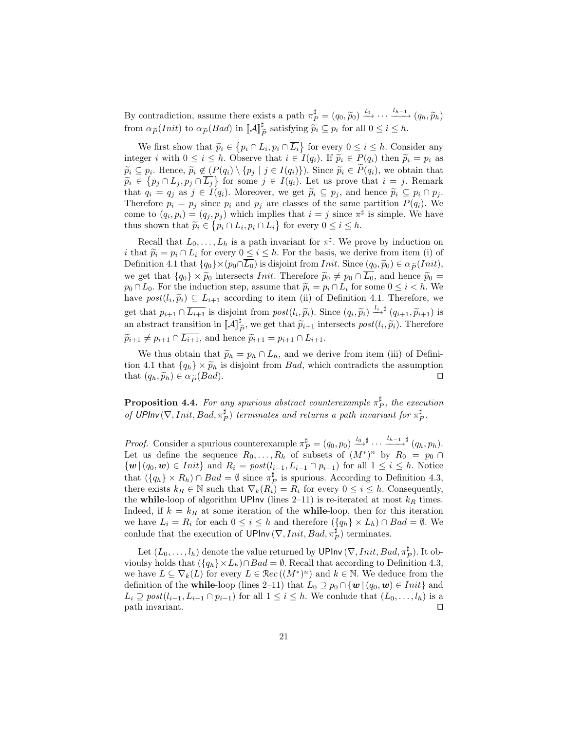By contradiction, assume there exists a path $\pi^\sharp_{\widetilde{P}} = (q_0, \widetilde{p}_0) \xrightarrow{l_0} \cdots \xrightarrow{l_{h-1}} (q_h, \widetilde{p}_h)$ from $\alpha_{\widetilde{P}}(Init)$ to $\alpha_{\widetilde{P}}(Bad)$ in $[\![\mathcal{A}]\!]^\sharp_{\widetilde{P}}$ satisfying $\widetilde{p}_i \subseteq p_i$ for all $0 \leq i \leq h$.

We first show that $\widetilde{p}_i \in \{p_i \cap L_i, p_i \cap \overline{L_i}\}$ for every $0 \leq i \leq h$. Consider any integer $i$ with $0 \leq i \leq h$. Observe that $i \in I(q_i)$. If $\widetilde{p}_i \in P(q_i)$ then $\widetilde{p}_i = p_i$ as $\widetilde{p}_i \subseteq p_i$. Hence, $\widetilde{p}_i \notin (P(q_i) \setminus \{p_j \mid j \in I(q_i)\})$. Since $\widetilde{p}_i \in \widetilde{P}(q_i)$, we obtain that $\widetilde{p}_i \in \{p_j \cap L_j, p_j \cap \overline{L_j}\}$ for some $j \in I(q_i)$. Let us prove that $i = j$. Remark that $q_i = q_j$ as $j \in I(q_i)$. Moreover, we get $\widetilde{p}_i \subseteq p_j$, and hence $\widetilde{p}_i \subseteq p_i \cap p_j$. Therefore $p_i = p_j$ since $p_i$ and $p_j$ are classes of the same partition $P(q_i)$. We come to $(q_i, p_i) = (q_j, p_j)$ which implies that $i = j$ since $\pi^\sharp$ is simple. We have thus shown that $\widetilde{p}_i \in \{p_i \cap L_i, p_i \cap \overline{L_i}\}$ for every $0 \leq i \leq h$.

Recall that $L_0, \ldots, L_h$ is a path invariant for $\pi^\sharp$. We prove by induction on $i$ that $\widetilde{p}_i = p_i \cap L_i$ for every $0 \leq i \leq h$. For the basis, we derive from item (i) of Definition 4.1 that $\{q_0\} \times (p_0 \cap \overline{L_0})$ is disjoint from $Init$. Since $(q_0, \widetilde{p}_0) \in \alpha_{\widetilde{P}}(Init)$, we get that $\{q_0\} \times \widetilde{p}_0$ intersects $Init$. Therefore $\widetilde{p}_0 \neq p_0 \cap \overline{L_0}$, and hence $\widetilde{p}_0 = p_0 \cap L_0$. For the induction step, assume that $\widetilde{p}_i = p_i \cap L_i$ for some $0 \leq i < h$. We have $post(l_i, \widetilde{p}_i) \subseteq L_{i+1}$ according to item (ii) of Definition 4.1. Therefore, we get that $p_{i+1} \cap \overline{L_{i+1}}$ is disjoint from $post(l_i, \widetilde{p}_i)$. Since $(q_i, \widetilde{p}_i) \xrightarrow{l_i}{}^\sharp (q_{i+1}, \widetilde{p}_{i+1})$ is an abstract transition in $[\![\mathcal{A}]\!]^\sharp_{\widetilde{P}}$, we get that $\widetilde{p}_{i+1}$ intersects $post(l_i, \widetilde{p}_i)$. Therefore $\widetilde{p}_{i+1} \neq p_{i+1} \cap \overline{L_{i+1}}$, and hence $\widetilde{p}_{i+1} = p_{i+1} \cap L_{i+1}$.

We thus obtain that $\widetilde{p}_h = p_h \cap L_h$, and we derive from item (iii) of Definition 4.1 that $\{q_h\} \times \widetilde{p}_h$ is disjoint from $Bad$, which contradicts the assumption that $(q_h, \widetilde{p}_h) \in \alpha_{\widetilde{P}}(Bad)$. $\square$

**Proposition 4.4.** *For any spurious abstract counterexample $\pi^\sharp_P$, the execution of $\mathsf{UPInv}(\nabla, Init, Bad, \pi^\sharp_P)$ terminates and returns a path invariant for $\pi^\sharp_P$.*

*Proof.* Consider a spurious counterexample $\pi^\sharp_P = (q_0, p_0) \xrightarrow{l_0}{}^\sharp \cdots \xrightarrow{l_{h-1}}{}^\sharp (q_h, p_h)$. Let us define the sequence $R_0, \ldots, R_h$ of subsets of $(M^*)^n$ by $R_0 = p_0 \cap \{\boldsymbol{w} \mid (q_0, \boldsymbol{w}) \in Init\}$ and $R_i = post(l_{i-1}, L_{i-1} \cap p_{i-1})$ for all $1 \leq i \leq h$. Notice that $(\{q_h\} \times R_h) \cap Bad = \emptyset$ since $\pi^\sharp_P$ is spurious. According to Definition 4.3, there exists $k_R \in \mathbb{N}$ such that $\nabla_k(R_i) = R_i$ for every $0 \leq i \leq h$. Consequently, the **while**-loop of algorithm $\mathsf{UPInv}$ (lines 2–11) is re-iterated at most $k_R$ times. Indeed, if $k = k_R$ at some iteration of the **while**-loop, then for this iteration we have $L_i = R_i$ for each $0 \leq i \leq h$ and therefore $(\{q_h\} \times L_h) \cap Bad = \emptyset$. We conlude that the execution of $\mathsf{UPInv}(\nabla, Init, Bad, \pi^\sharp_P)$ terminates.

Let $(L_0, \ldots, l_h)$ denote the value returned by $\mathsf{UPInv}(\nabla, Init, Bad, \pi^\sharp_P)$. It obvioulsy holds that $(\{q_h\} \times L_h) \cap Bad = \emptyset$. Recall that according to Definition 4.3, we have $L \subseteq \nabla_k(L)$ for every $L \in \mathcal{Rec}((M^*)^n)$ and $k \in \mathbb{N}$. We deduce from the definition of the **while**-loop (lines 2–11) that $L_0 \supseteq p_0 \cap \{\boldsymbol{w} \mid (q_0, \boldsymbol{w}) \in Init\}$ and $L_i \supseteq post(l_{i-1}, L_{i-1} \cap p_{i-1})$ for all $1 \leq i \leq h$. We conlude that $(L_0, \ldots, l_h)$ is a path invariant. $\square$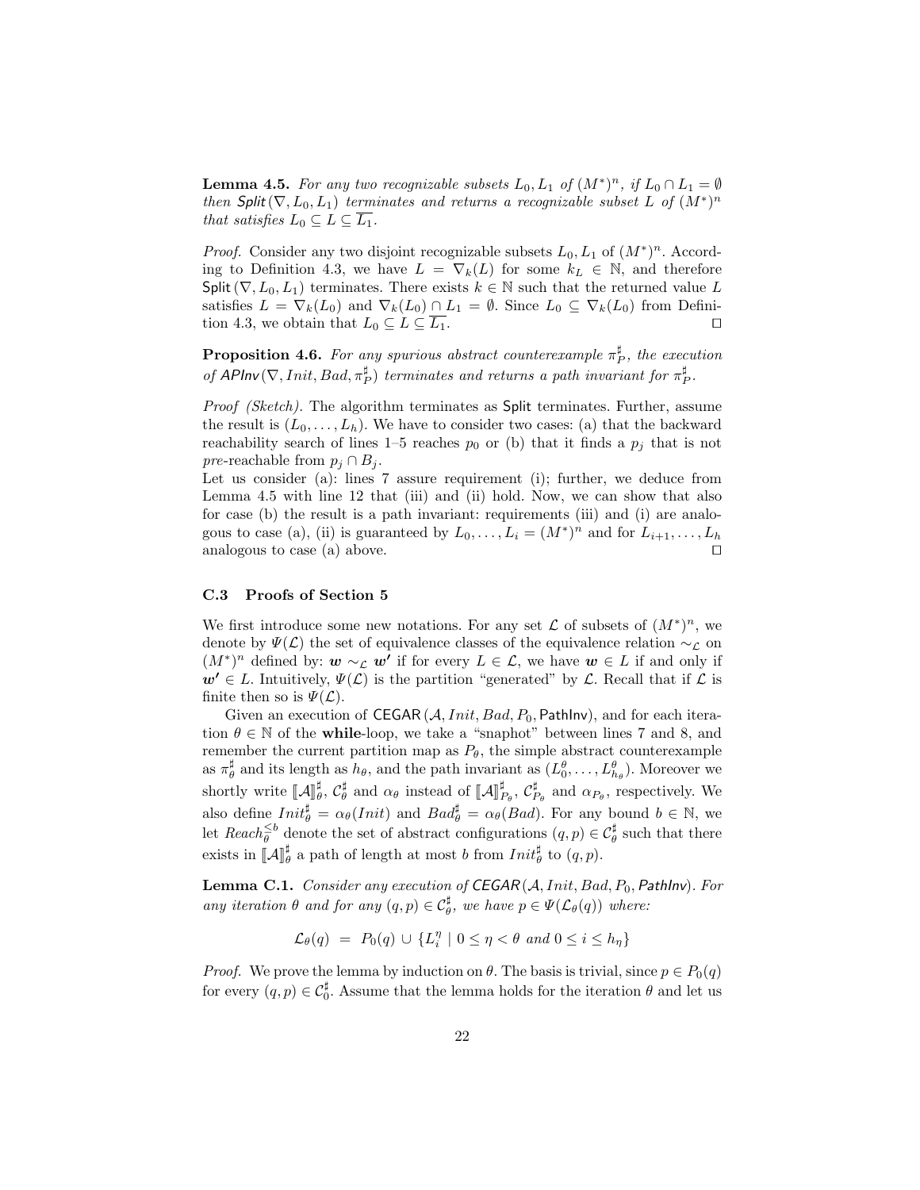**Lemma 4.5.** *For any two recognizable subsets $L_0, L_1$ of $(M^*)^n$, if $L_0 \cap L_1 = \emptyset$ then $\mathsf{Split}(\nabla, L_0, L_1)$ terminates and returns a recognizable subset $L$ of $(M^*)^n$ that satisfies $L_0 \subseteq L \subseteq \overline{L_1}$.*

*Proof.* Consider any two disjoint recognizable subsets $L_0, L_1$ of $(M^*)^n$. According to Definition 4.3, we have $L = \nabla_k(L)$ for some $k_L \in \mathbb{N}$, and therefore $\mathsf{Split}(\nabla, L_0, L_1)$ terminates. There exists $k \in \mathbb{N}$ such that the returned value $L$ satisfies $L = \nabla_k(L_0)$ and $\nabla_k(L_0) \cap L_1 = \emptyset$. Since $L_0 \subseteq \nabla_k(L_0)$ from Definition 4.3, we obtain that $L_0 \subseteq L \subseteq \overline{L_1}$. ◻

**Proposition 4.6.** *For any spurious abstract counterexample $\pi_P^\sharp$, the execution of $\mathsf{APInv}(\nabla, Init, Bad, \pi_P^\sharp)$ terminates and returns a path invariant for $\pi_P^\sharp$.*

*Proof (Sketch).* The algorithm terminates as $\mathsf{Split}$ terminates. Further, assume the result is $(L_0, \ldots, L_h)$. We have to consider two cases: (a) that the backward reachability search of lines 1–5 reaches $p_0$ or (b) that it finds a $p_j$ that is not *pre*-reachable from $p_j \cap B_j$.

Let us consider (a): lines 7 assure requirement (i); further, we deduce from Lemma 4.5 with line 12 that (iii) and (ii) hold. Now, we can show that also for case (b) the result is a path invariant: requirements (iii) and (i) are analogous to case (a), (ii) is guaranteed by $L_0, \ldots, L_i = (M^*)^n$ and for $L_{i+1}, \ldots, L_h$ analogous to case (a) above. ◻

### C.3 Proofs of Section 5

We first introduce some new notations. For any set $\mathcal{L}$ of subsets of $(M^*)^n$, we denote by $\Psi(\mathcal{L})$ the set of equivalence classes of the equivalence relation $\sim_{\mathcal{L}}$ on $(M^*)^n$ defined by: $\boldsymbol{w} \sim_{\mathcal{L}} \boldsymbol{w'}$ if for every $L \in \mathcal{L}$, we have $\boldsymbol{w} \in L$ if and only if $\boldsymbol{w'} \in L$. Intuitively, $\Psi(\mathcal{L})$ is the partition "generated" by $\mathcal{L}$. Recall that if $\mathcal{L}$ is finite then so is $\Psi(\mathcal{L})$.

Given an execution of $\mathsf{CEGAR}(\mathcal{A}, Init, Bad, P_0, \mathsf{PathInv})$, and for each iteration $\theta \in \mathbb{N}$ of the **while**-loop, we take a "snaphot" between lines 7 and 8, and remember the current partition map as $P_\theta$, the simple abstract counterexample as $\pi_\theta^\sharp$ and its length as $h_\theta$, and the path invariant as $(L_0^\theta, \ldots, L_{h_\theta}^\theta)$. Moreover we shortly write $[\![\mathcal{A}]\!]_\theta^\sharp$, $\mathcal{C}_\theta^\sharp$ and $\alpha_\theta$ instead of $[\![\mathcal{A}]\!]_{P_\theta}^\sharp$, $\mathcal{C}_{P_\theta}^\sharp$ and $\alpha_{P_\theta}$, respectively. We also define $Init_\theta^\sharp = \alpha_\theta(Init)$ and $Bad_\theta^\sharp = \alpha_\theta(Bad)$. For any bound $b \in \mathbb{N}$, we let $Reach_\theta^{\leq b}$ denote the set of abstract configurations $(q, p) \in \mathcal{C}_\theta^\sharp$ such that there exists in $[\![\mathcal{A}]\!]_\theta^\sharp$ a path of length at most $b$ from $Init_\theta^\sharp$ to $(q, p)$.

**Lemma C.1.** *Consider any execution of $\mathsf{CEGAR}(\mathcal{A}, Init, Bad, P_0, \mathsf{PathInv})$. For any iteration $\theta$ and for any $(q, p) \in \mathcal{C}_\theta^\sharp$, we have $p \in \Psi(\mathcal{L}_\theta(q))$ where:*

$$\mathcal{L}_\theta(q) \;\; = \;\; P_0(q) \,\cup\, \{L_i^\eta \mid 0 \leq \eta < \theta \text{ and } 0 \leq i \leq h_\eta\}$$

*Proof.* We prove the lemma by induction on $\theta$. The basis is trivial, since $p \in P_0(q)$ for every $(q, p) \in \mathcal{C}_0^\sharp$. Assume that the lemma holds for the iteration $\theta$ and let us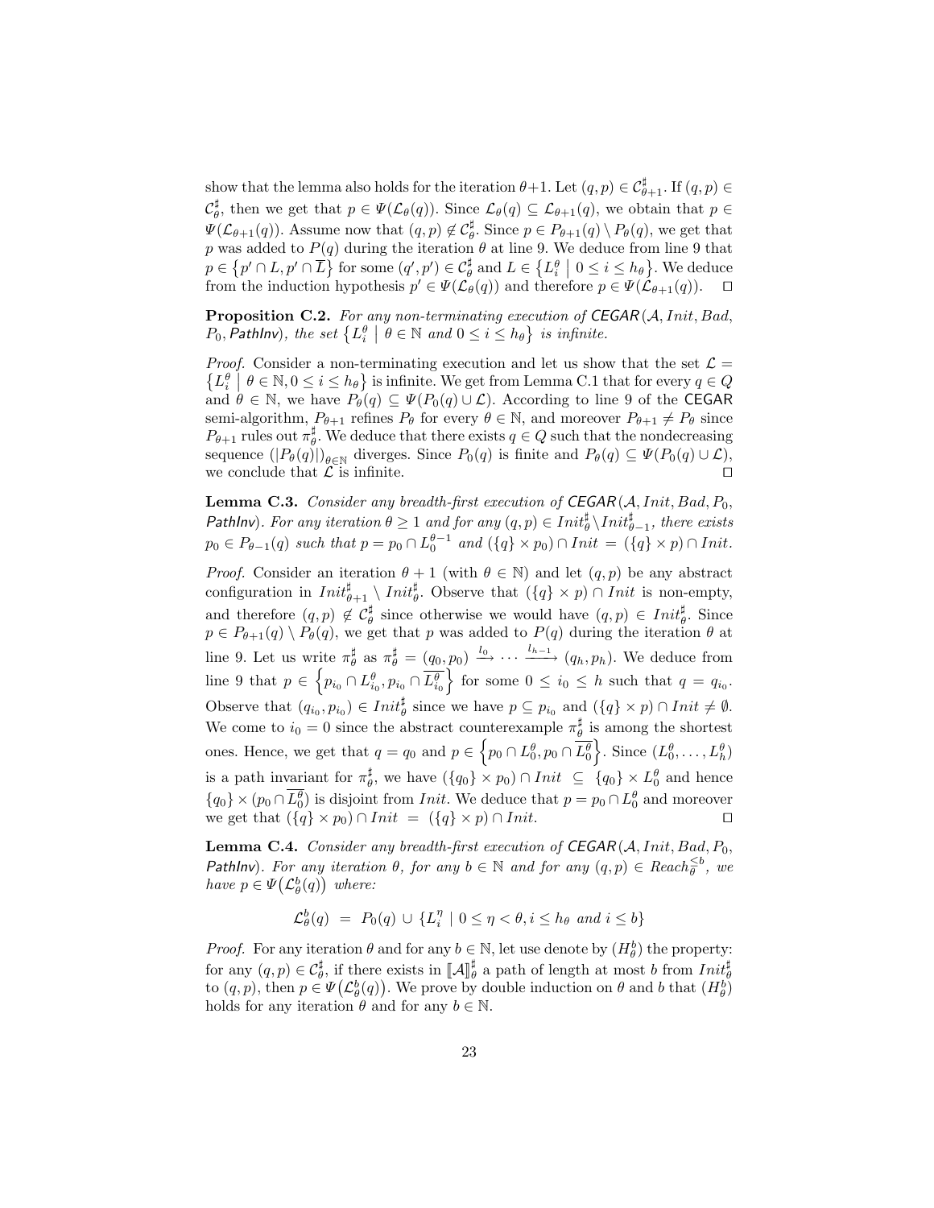show that the lemma also holds for the iteration $\theta+1$. Let $(q,p) \in \mathcal{C}^\sharp_{\theta+1}$. If $(q,p) \in \mathcal{C}^\sharp_\theta$, then we get that $p \in \Psi(\mathcal{L}_\theta(q))$. Since $\mathcal{L}_\theta(q) \subseteq \mathcal{L}_{\theta+1}(q)$, we obtain that $p \in \Psi(\mathcal{L}_{\theta+1}(q))$. Assume now that $(q,p) \notin \mathcal{C}^\sharp_\theta$. Since $p \in P_{\theta+1}(q) \setminus P_\theta(q)$, we get that $p$ was added to $P(q)$ during the iteration $\theta$ at line 9. We deduce from line 9 that $p \in \left\{p' \cap L, p' \cap \overline{L}\right\}$ for some $(q',p') \in \mathcal{C}^\sharp_\theta$ and $L \in \left\{L^\theta_i \;\middle|\; 0 \leq i \leq h_\theta\right\}$. We deduce from the induction hypothesis $p' \in \Psi(\mathcal{L}_\theta(q))$ and therefore $p \in \Psi(\mathcal{L}_{\theta+1}(q))$. $\square$

**Proposition C.2.** *For any non-terminating execution of CEGAR$(\mathcal{A}, Init, Bad, P_0,$ PathInv$)$, the set $\left\{L^\theta_i \;\middle|\; \theta \in \mathbb{N} \text{ and } 0 \leq i \leq h_\theta\right\}$ is infinite.*

*Proof.* Consider a non-terminating execution and let us show that the set $\mathcal{L} = \left\{L^\theta_i \;\middle|\; \theta \in \mathbb{N}, 0 \leq i \leq h_\theta\right\}$ is infinite. We get from Lemma C.1 that for every $q \in Q$ and $\theta \in \mathbb{N}$, we have $P_\theta(q) \subseteq \Psi(P_0(q) \cup \mathcal{L})$. According to line 9 of the CEGAR semi-algorithm, $P_{\theta+1}$ refines $P_\theta$ for every $\theta \in \mathbb{N}$, and moreover $P_{\theta+1} \neq P_\theta$ since $P_{\theta+1}$ rules out $\pi^\sharp_\theta$. We deduce that there exists $q \in Q$ such that the nondecreasing sequence $(|P_\theta(q)|)_{\theta \in \mathbb{N}}$ diverges. Since $P_0(q)$ is finite and $P_\theta(q) \subseteq \Psi(P_0(q) \cup \mathcal{L})$, we conclude that $\mathcal{L}$ is infinite. $\square$

**Lemma C.3.** *Consider any breadth-first execution of CEGAR$(\mathcal{A}, Init, Bad, P_0,$ PathInv$)$. For any iteration $\theta \geq 1$ and for any $(q,p) \in Init^\sharp_\theta \setminus Init^\sharp_{\theta-1}$, there exists $p_0 \in P_{\theta-1}(q)$ such that $p = p_0 \cap L^{\theta-1}_0$ and $(\{q\} \times p_0) \cap Init \;=\; (\{q\} \times p) \cap Init$.*

*Proof.* Consider an iteration $\theta + 1$ (with $\theta \in \mathbb{N}$) and let $(q,p)$ be any abstract configuration in $Init^\sharp_{\theta+1} \setminus Init^\sharp_\theta$. Observe that $(\{q\} \times p) \cap Init$ is non-empty, and therefore $(q,p) \notin \mathcal{C}^\sharp_\theta$ since otherwise we would have $(q,p) \in Init^\sharp_\theta$. Since $p \in P_{\theta+1}(q) \setminus P_\theta(q)$, we get that $p$ was added to $P(q)$ during the iteration $\theta$ at line 9. Let us write $\pi^\sharp_\theta$ as $\pi^\sharp_\theta = (q_0, p_0) \xrightarrow{l_0} \cdots \xrightarrow{l_{h-1}} (q_h, p_h)$. We deduce from line 9 that $p \in \left\{p_{i_0} \cap L^\theta_{i_0}, p_{i_0} \cap \overline{L^\theta_{i_0}}\right\}$ for some $0 \leq i_0 \leq h$ such that $q = q_{i_0}$. Observe that $(q_{i_0}, p_{i_0}) \in Init^\sharp_\theta$ since we have $p \subseteq p_{i_0}$ and $(\{q\} \times p) \cap Init \neq \emptyset$. We come to $i_0 = 0$ since the abstract counterexample $\pi^\sharp_\theta$ is among the shortest ones. Hence, we get that $q = q_0$ and $p \in \left\{p_0 \cap L^\theta_0, p_0 \cap \overline{L^\theta_0}\right\}$. Since $(L^\theta_0, \ldots, L^\theta_h)$ is a path invariant for $\pi^\sharp_\theta$, we have $(\{q_0\} \times p_0) \cap Init \;\subseteq\; \{q_0\} \times L^\theta_0$ and hence $\{q_0\} \times (p_0 \cap \overline{L^\theta_0})$ is disjoint from $Init$. We deduce that $p = p_0 \cap L^\theta_0$ and moreover we get that $(\{q\} \times p_0) \cap Init \;=\; (\{q\} \times p) \cap Init$. $\square$

**Lemma C.4.** *Consider any breadth-first execution of CEGAR$(\mathcal{A}, Init, Bad, P_0,$ PathInv$)$. For any iteration $\theta$, for any $b \in \mathbb{N}$ and for any $(q,p) \in Reach^{\leq b}_\theta$, we have $p \in \Psi\big(\mathcal{L}^b_\theta(q)\big)$ where:*

$$\mathcal{L}^b_\theta(q) \;=\; P_0(q) \,\cup\, \{L^\eta_i \mid 0 \leq \eta < \theta, i \leq h_\theta \text{ and } i \leq b\}$$

*Proof.* For any iteration $\theta$ and for any $b \in \mathbb{N}$, let use denote by $(H^b_\theta)$ the property: for any $(q,p) \in \mathcal{C}^\sharp_\theta$, if there exists in $[\![\mathcal{A}]\!]^\sharp_\theta$ a path of length at most $b$ from $Init^\sharp_\theta$ to $(q,p)$, then $p \in \Psi\big(\mathcal{L}^b_\theta(q)\big)$. We prove by double induction on $\theta$ and $b$ that $(H^b_\theta)$ holds for any iteration $\theta$ and for any $b \in \mathbb{N}$.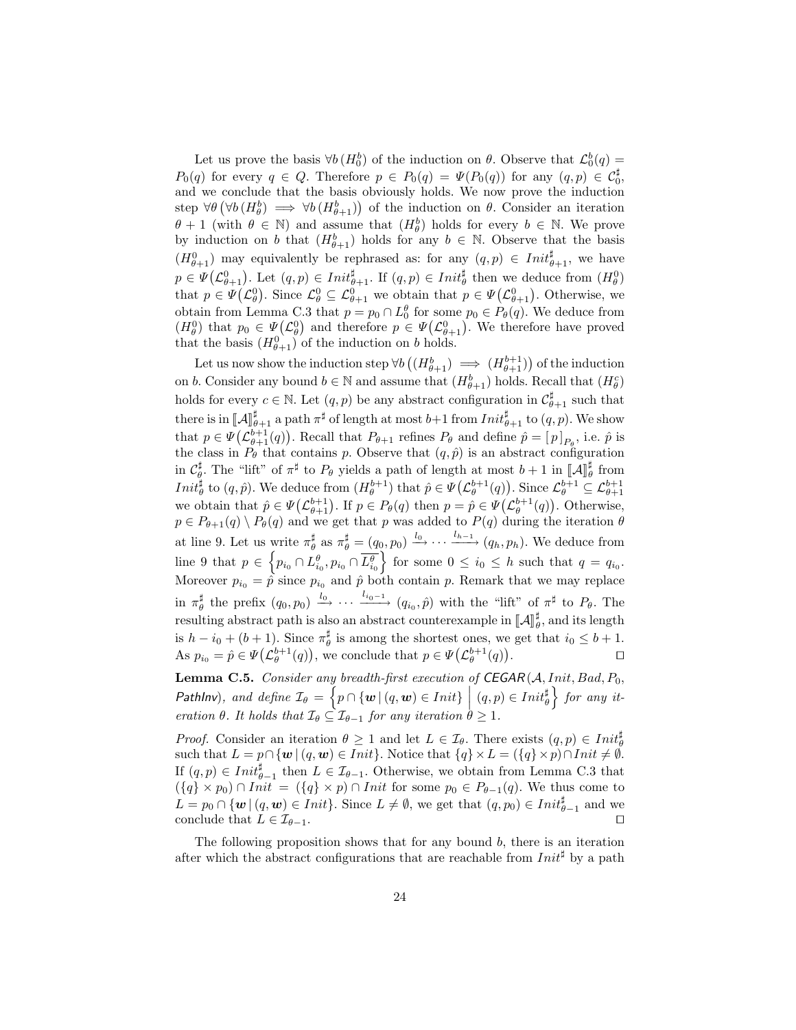Let us prove the basis $\forall b\,(H_0^b)$ of the induction on $\theta$. Observe that $\mathcal{L}_0^b(q) = P_0(q)$ for every $q \in Q$. Therefore $p \in P_0(q) = \Psi(P_0(q))$ for any $(q,p) \in \mathcal{C}_0^\sharp$, and we conclude that the basis obviously holds. We now prove the induction step $\forall \theta\,\big(\forall b\,(H_\theta^b) \implies \forall b\,(H_{\theta+1}^b)\big)$ of the induction on $\theta$. Consider an iteration $\theta+1$ (with $\theta \in \mathbb{N}$) and assume that $(H_\theta^b)$ holds for every $b \in \mathbb{N}$. We prove by induction on $b$ that $(H_{\theta+1}^b)$ holds for any $b \in \mathbb{N}$. Observe that the basis $(H_{\theta+1}^0)$ may equivalently be rephrased as: for any $(q,p) \in Init_{\theta+1}^\sharp$, we have $p \in \Psi\big(\mathcal{L}_{\theta+1}^0\big)$. Let $(q,p) \in Init_{\theta+1}^\sharp$. If $(q,p) \in Init_\theta^\sharp$ then we deduce from $(H_\theta^0)$ that $p \in \Psi\big(\mathcal{L}_\theta^0\big)$. Since $\mathcal{L}_\theta^0 \subseteq \mathcal{L}_{\theta+1}^0$ we obtain that $p \in \Psi\big(\mathcal{L}_{\theta+1}^0\big)$. Otherwise, we obtain from Lemma C.3 that $p = p_0 \cap L_0^\theta$ for some $p_0 \in P_\theta(q)$. We deduce from $(H_\theta^0)$ that $p_0 \in \Psi\big(\mathcal{L}_\theta^0\big)$ and therefore $p \in \Psi\big(\mathcal{L}_{\theta+1}^0\big)$. We therefore have proved that the basis $(H_{\theta+1}^0)$ of the induction on $b$ holds.

Let us now show the induction step $\forall b\,\big((H_{\theta+1}^b) \implies (H_{\theta+1}^{b+1})\big)$ of the induction on $b$. Consider any bound $b \in \mathbb{N}$ and assume that $(H_{\theta+1}^b)$ holds. Recall that $(H_\theta^c)$ holds for every $c \in \mathbb{N}$. Let $(q,p)$ be any abstract configuration in $\mathcal{C}_{\theta+1}^\sharp$ such that there is in $[\![\mathcal{A}]\!]_{\theta+1}^\sharp$ a path $\pi^\sharp$ of length at most $b+1$ from $Init_{\theta+1}^\sharp$ to $(q,p)$. We show that $p \in \Psi\big(\mathcal{L}_{\theta+1}^{b+1}(q)\big)$. Recall that $P_{\theta+1}$ refines $P_\theta$ and define $\hat{p} = [\,p\,]_{P_\theta}$, i.e. $\hat{p}$ is the class in $P_\theta$ that contains $p$. Observe that $(q,\hat{p})$ is an abstract configuration in $\mathcal{C}_\theta^\sharp$. The "lift" of $\pi^\sharp$ to $P_\theta$ yields a path of length at most $b+1$ in $[\![\mathcal{A}]\!]_\theta^\sharp$ from $Init_\theta^\sharp$ to $(q,\hat{p})$. We deduce from $(H_\theta^{b+1})$ that $\hat{p} \in \Psi\big(\mathcal{L}_\theta^{b+1}(q)\big)$. Since $\mathcal{L}_\theta^{b+1} \subseteq \mathcal{L}_{\theta+1}^{b+1}$ we obtain that $\hat{p} \in \Psi\big(\mathcal{L}_{\theta+1}^{b+1}\big)$. If $p \in P_\theta(q)$ then $p = \hat{p} \in \Psi\big(\mathcal{L}_\theta^{b+1}(q)\big)$. Otherwise, $p \in P_{\theta+1}(q) \setminus P_\theta(q)$ and we get that $p$ was added to $P(q)$ during the iteration $\theta$ at line 9. Let us write $\pi_\theta^\sharp$ as $\pi_\theta^\sharp = (q_0,p_0) \xrightarrow{l_0} \cdots \xrightarrow{l_{h-1}} (q_h,p_h)$. We deduce from line 9 that $p \in \Big\{p_{i_0} \cap L_{i_0}^\theta, p_{i_0} \cap \overline{L_{i_0}^\theta}\Big\}$ for some $0 \leq i_0 \leq h$ such that $q = q_{i_0}$. Moreover $p_{i_0} = \hat{p}$ since $p_{i_0}$ and $\hat{p}$ both contain $p$. Remark that we may replace in $\pi_\theta^\sharp$ the prefix $(q_0,p_0) \xrightarrow{l_0} \cdots \xrightarrow{l_{i_0-1}} (q_{i_0},\hat{p})$ with the "lift" of $\pi^\sharp$ to $P_\theta$. The resulting abstract path is also an abstract counterexample in $[\![\mathcal{A}]\!]_\theta^\sharp$, and its length is $h - i_0 + (b+1)$. Since $\pi_\theta^\sharp$ is among the shortest ones, we get that $i_0 \leq b+1$. As $p_{i_0} = \hat{p} \in \Psi\big(\mathcal{L}_\theta^{b+1}(q)\big)$, we conclude that $p \in \Psi\big(\mathcal{L}_\theta^{b+1}(q)\big)$. $\square$

**Lemma C.5.** *Consider any breadth-first execution of* CEGAR$(\mathcal{A}, Init, Bad, P_0,$ PathInv$)$*, and define* $\mathcal{I}_\theta = \Big\{p \cap \{\boldsymbol{w} \mid (q,\boldsymbol{w}) \in Init\} \;\Big|\; (q,p) \in Init_\theta^\sharp\Big\}$ *for any iteration* $\theta$*. It holds that* $\mathcal{I}_\theta \subseteq \mathcal{I}_{\theta-1}$ *for any iteration* $\theta \geq 1$.

*Proof.* Consider an iteration $\theta \geq 1$ and let $L \in \mathcal{I}_\theta$. There exists $(q,p) \in Init_\theta^\sharp$ such that $L = p \cap \{\boldsymbol{w} \mid (q,\boldsymbol{w}) \in Init\}$. Notice that $\{q\} \times L = (\{q\} \times p) \cap Init \neq \emptyset$. If $(q,p) \in Init_{\theta-1}^\sharp$ then $L \in \mathcal{I}_{\theta-1}$. Otherwise, we obtain from Lemma C.3 that $(\{q\} \times p_0) \cap Init = (\{q\} \times p) \cap Init$ for some $p_0 \in P_{\theta-1}(q)$. We thus come to $L = p_0 \cap \{\boldsymbol{w} \mid (q,\boldsymbol{w}) \in Init\}$. Since $L \neq \emptyset$, we get that $(q,p_0) \in Init_{\theta-1}^\sharp$ and we conclude that $L \in \mathcal{I}_{\theta-1}$. $\square$

The following proposition shows that for any bound $b$, there is an iteration after which the abstract configurations that are reachable from $Init^\sharp$ by a path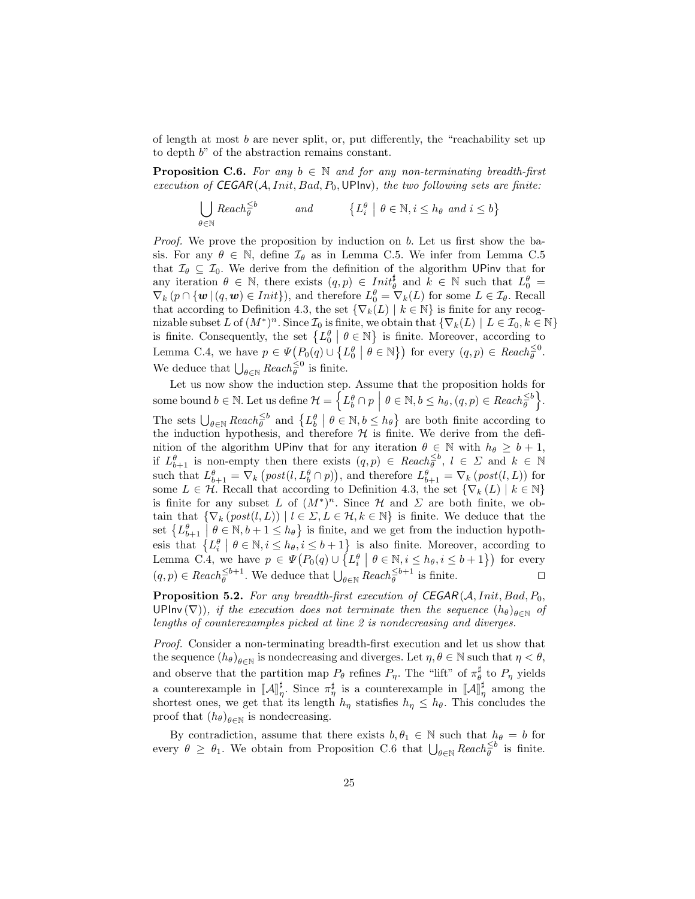of length at most $b$ are never split, or, put differently, the "reachability set up to depth $b$" of the abstraction remains constant.

**Proposition C.6.** *For any $b \in \mathbb{N}$ and for any non-terminating breadth-first execution of $\mathsf{CEGAR}(\mathcal{A}, Init, Bad, P_0, \mathsf{UPInv})$, the two following sets are finite:*

$$\bigcup_{\theta \in \mathbb{N}} Reach_\theta^{\leq b} \qquad \text{and} \qquad \left\{ L_i^\theta \;\middle|\; \theta \in \mathbb{N}, i \leq h_\theta \text{ and } i \leq b \right\}$$

*Proof.* We prove the proposition by induction on $b$. Let us first show the basis. For any $\theta \in \mathbb{N}$, define $\mathcal{I}_\theta$ as in Lemma C.5. We infer from Lemma C.5 that $\mathcal{I}_\theta \subseteq \mathcal{I}_0$. We derive from the definition of the algorithm $\mathsf{UPinv}$ that for any iteration $\theta \in \mathbb{N}$, there exists $(q, p) \in Init_\theta^\sharp$ and $k \in \mathbb{N}$ such that $L_0^\theta = \nabla_k \left(p \cap \{\boldsymbol{w} \,|\, (q, \boldsymbol{w}) \in Init\}\right)$, and therefore $L_0^\theta = \nabla_k(L)$ for some $L \in \mathcal{I}_\theta$. Recall that according to Definition 4.3, the set $\{\nabla_k(L) \mid k \in \mathbb{N}\}$ is finite for any recognizable subset $L$ of $(M^*)^n$. Since $\mathcal{I}_0$ is finite, we obtain that $\{\nabla_k(L) \mid L \in \mathcal{I}_0, k \in \mathbb{N}\}$ is finite. Consequently, the set $\left\{ L_0^\theta \;\middle|\; \theta \in \mathbb{N} \right\}$ is finite. Moreover, according to Lemma C.4, we have $p \in \Psi\big(P_0(q) \cup \left\{ L_0^\theta \;\middle|\; \theta \in \mathbb{N} \right\}\big)$ for every $(q, p) \in Reach_\theta^{\leq 0}$. We deduce that $\bigcup_{\theta \in \mathbb{N}} Reach_\theta^{\leq 0}$ is finite.

Let us now show the induction step. Assume that the proposition holds for some bound $b \in \mathbb{N}$. Let us define $\mathcal{H} = \left\{ L_b^\theta \cap p \;\middle|\; \theta \in \mathbb{N}, b \leq h_\theta, (q, p) \in Reach_\theta^{\leq b} \right\}$. The sets $\bigcup_{\theta \in \mathbb{N}} Reach_\theta^{\leq b}$ and $\left\{ L_b^\theta \;\middle|\; \theta \in \mathbb{N}, b \leq h_\theta \right\}$ are both finite according to the induction hypothesis, and therefore $\mathcal{H}$ is finite. We derive from the definition of the algorithm $\mathsf{UPinv}$ that for any iteration $\theta \in \mathbb{N}$ with $h_\theta \geq b + 1$, if $L_{b+1}^\theta$ is non-empty then there exists $(q, p) \in Reach_\theta^{\leq b}$, $l \in \Sigma$ and $k \in \mathbb{N}$ such that $L_{b+1}^\theta = \nabla_k\left(post(l, L_b^\theta \cap p)\right)$, and therefore $L_{b+1}^\theta = \nabla_k\left(post(l, L)\right)$ for some $L \in \mathcal{H}$. Recall that according to Definition 4.3, the set $\{\nabla_k(L) \mid k \in \mathbb{N}\}$ is finite for any subset $L$ of $(M^*)^n$. Since $\mathcal{H}$ and $\Sigma$ are both finite, we obtain that $\{\nabla_k(post(l, L)) \mid l \in \Sigma, L \in \mathcal{H}, k \in \mathbb{N}\}$ is finite. We deduce that the set $\left\{ L_{b+1}^\theta \;\middle|\; \theta \in \mathbb{N}, b + 1 \leq h_\theta \right\}$ is finite, and we get from the induction hypothesis that $\left\{ L_i^\theta \;\middle|\; \theta \in \mathbb{N}, i \leq h_\theta, i \leq b + 1 \right\}$ is also finite. Moreover, according to Lemma C.4, we have $p \in \Psi\big(P_0(q) \cup \left\{ L_i^\theta \;\middle|\; \theta \in \mathbb{N}, i \leq h_\theta, i \leq b + 1 \right\}\big)$ for every $(q, p) \in Reach_\theta^{\leq b+1}$. We deduce that $\bigcup_{\theta \in \mathbb{N}} Reach_\theta^{\leq b+1}$ is finite. $\square$

**Proposition 5.2.** *For any breadth-first execution of $\mathsf{CEGAR}(\mathcal{A}, Init, Bad, P_0, \mathsf{UPInv}(\nabla))$, if the execution does not terminate then the sequence $(h_\theta)_{\theta \in \mathbb{N}}$ of lengths of counterexamples picked at line 2 is nondecreasing and diverges.*

*Proof.* Consider a non-terminating breadth-first execution and let us show that the sequence $(h_\theta)_{\theta \in \mathbb{N}}$ is nondecreasing and diverges. Let $\eta, \theta \in \mathbb{N}$ such that $\eta < \theta$, and observe that the partition map $P_\theta$ refines $P_\eta$. The "lift" of $\pi_\theta^\sharp$ to $P_\eta$ yields a counterexample in $[\![\mathcal{A}]\!]_\eta^\sharp$. Since $\pi_\eta^\sharp$ is a counterexample in $[\![\mathcal{A}]\!]_\eta^\sharp$ among the shortest ones, we get that its length $h_\eta$ statisfies $h_\eta \leq h_\theta$. This concludes the proof that $(h_\theta)_{\theta \in \mathbb{N}}$ is nondecreasing.

By contradiction, assume that there exists $b, \theta_1 \in \mathbb{N}$ such that $h_\theta = b$ for every $\theta \geq \theta_1$. We obtain from Proposition C.6 that $\bigcup_{\theta \in \mathbb{N}} Reach_\theta^{\leq b}$ is finite.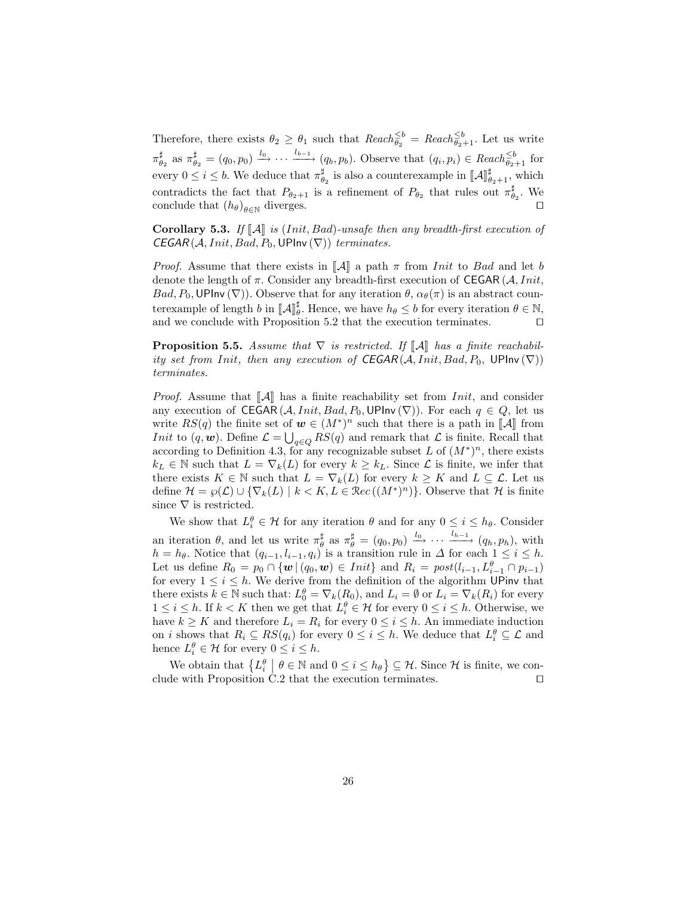Therefore, there exists $\theta_2 \geq \theta_1$ such that $Reach^{\leq b}_{\theta_2} = Reach^{\leq b}_{\theta_2+1}$. Let us write $\pi^\sharp_{\theta_2}$ as $\pi^\sharp_{\theta_2} = (q_0, p_0) \xrightarrow{l_0} \cdots \xrightarrow{l_{b-1}} (q_b, p_b)$. Observe that $(q_i, p_i) \in Reach^{\leq b}_{\theta_2+1}$ for every $0 \leq i \leq b$. We deduce that $\pi^\sharp_{\theta_2}$ is also a counterexample in $[\![\mathcal{A}]\!]^\sharp_{\theta_2+1}$, which contradicts the fact that $P_{\theta_2+1}$ is a refinement of $P_{\theta_2}$ that rules out $\pi^\sharp_{\theta_2}$. We conclude that $(h_\theta)_{\theta \in \mathbb{N}}$ diverges. ◻

**Corollary 5.3.** *If $[\![\mathcal{A}]\!]$ is $(Init, Bad)$-unsafe then any breadth-first execution of $\mathsf{CEGAR}(\mathcal{A}, Init, Bad, P_0, \mathsf{UPInv}(\nabla))$ terminates.*

*Proof.* Assume that there exists in $[\![\mathcal{A}]\!]$ a path $\pi$ from $Init$ to $Bad$ and let $b$ denote the length of $\pi$. Consider any breadth-first execution of $\mathsf{CEGAR}(\mathcal{A}, Init, Bad, P_0, \mathsf{UPInv}(\nabla))$. Observe that for any iteration $\theta$, $\alpha_\theta(\pi)$ is an abstract counterexample of length $b$ in $[\![\mathcal{A}]\!]^\sharp_\theta$. Hence, we have $h_\theta \leq b$ for every iteration $\theta \in \mathbb{N}$, and we conclude with Proposition 5.2 that the execution terminates. ◻

**Proposition 5.5.** *Assume that $\nabla$ is restricted. If $[\![\mathcal{A}]\!]$ has a finite reachability set from $Init$, then any execution of $\mathsf{CEGAR}(\mathcal{A}, Init, Bad, P_0, \mathsf{UPInv}(\nabla))$ terminates.*

*Proof.* Assume that $[\![\mathcal{A}]\!]$ has a finite reachability set from $Init$, and consider any execution of $\mathsf{CEGAR}(\mathcal{A}, Init, Bad, P_0, \mathsf{UPInv}(\nabla))$. For each $q \in Q$, let us write $RS(q)$ the finite set of $\boldsymbol{w} \in (M^*)^n$ such that there is a path in $[\![\mathcal{A}]\!]$ from $Init$ to $(q, \boldsymbol{w})$. Define $\mathcal{L} = \bigcup_{q \in Q} RS(q)$ and remark that $\mathcal{L}$ is finite. Recall that according to Definition 4.3, for any recognizable subset $L$ of $(M^*)^n$, there exists $k_L \in \mathbb{N}$ such that $L = \nabla_k(L)$ for every $k \geq k_L$. Since $\mathcal{L}$ is finite, we infer that there exists $K \in \mathbb{N}$ such that $L = \nabla_k(L)$ for every $k \geq K$ and $L \subseteq \mathcal{L}$. Let us define $\mathcal{H} = \wp(\mathcal{L}) \cup \{\nabla_k(L) \mid k < K, L \in \mathcal{R}ec((M^*)^n)\}$. Observe that $\mathcal{H}$ is finite since $\nabla$ is restricted.

We show that $L^\theta_i \in \mathcal{H}$ for any iteration $\theta$ and for any $0 \leq i \leq h_\theta$. Consider an iteration $\theta$, and let us write $\pi^\sharp_\theta$ as $\pi^\sharp_\theta = (q_0, p_0) \xrightarrow{l_0} \cdots \xrightarrow{l_{h-1}} (q_h, p_h)$, with $h = h_\theta$. Notice that $(q_{i-1}, l_{i-1}, q_i)$ is a transition rule in $\Delta$ for each $1 \leq i \leq h$. Let us define $R_0 = p_0 \cap \{\boldsymbol{w} \mid (q_0, \boldsymbol{w}) \in Init\}$ and $R_i = post(l_{i-1}, L^\theta_{i-1} \cap p_{i-1})$ for every $1 \leq i \leq h$. We derive from the definition of the algorithm $\mathsf{UPInv}$ that there exists $k \in \mathbb{N}$ such that: $L^\theta_0 = \nabla_k(R_0)$, and $L_i = \emptyset$ or $L_i = \nabla_k(R_i)$ for every $1 \leq i \leq h$. If $k < K$ then we get that $L^\theta_i \in \mathcal{H}$ for every $0 \leq i \leq h$. Otherwise, we have $k \geq K$ and therefore $L_i = R_i$ for every $0 \leq i \leq h$. An immediate induction on $i$ shows that $R_i \subseteq RS(q_i)$ for every $0 \leq i \leq h$. We deduce that $L^\theta_i \subseteq \mathcal{L}$ and hence $L^\theta_i \in \mathcal{H}$ for every $0 \leq i \leq h$.

We obtain that $\left\{L^\theta_i \;\middle|\; \theta \in \mathbb{N} \text{ and } 0 \leq i \leq h_\theta\right\} \subseteq \mathcal{H}$. Since $\mathcal{H}$ is finite, we conclude with Proposition C.2 that the execution terminates. ◻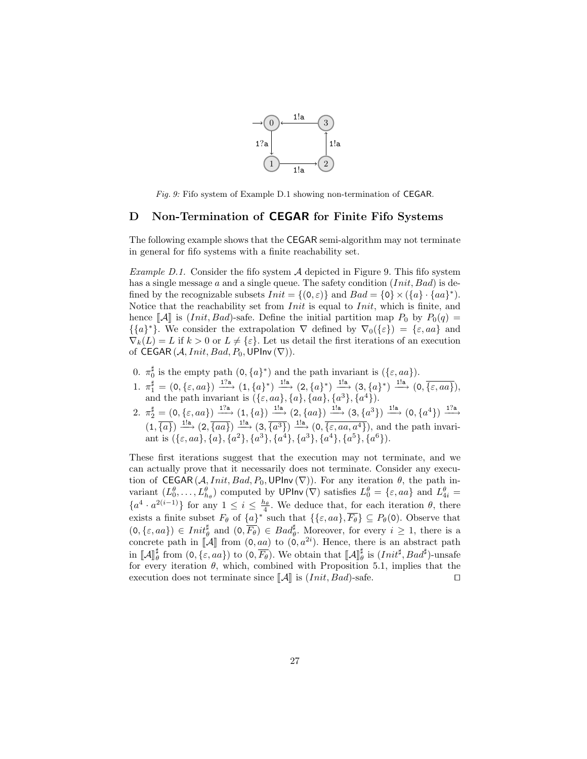0

1!a

3

1?a

1!a

1

2

1!a

*Fig. 9:* Fifo system of Example D.1 showing non-termination of CEGAR.

## D Non-Termination of CEGAR for Finite Fifo Systems

The following example shows that the CEGAR semi-algorithm may not terminate in general for fifo systems with a finite reachability set.

*Example D.1.* Consider the fifo system $\mathcal{A}$ depicted in Figure 9. This fifo system has a single message $a$ and a single queue. The safety condition $(Init, Bad)$ is defined by the recognizable subsets $Init = \{(0, \varepsilon)\}$ and $Bad = \{0\} \times (\{a\} \cdot \{aa\}^*)$. Notice that the reachability set from $Init$ is equal to $Init$, which is finite, and hence $[\![\mathcal{A}]\!]$ is $(Init, Bad)$-safe. Define the initial partition map $P_0$ by $P_0(q) = \{\{a\}^*\}$. We consider the extrapolation $\nabla$ defined by $\nabla_0(\{\varepsilon\}) = \{\varepsilon, aa\}$ and $\nabla_k(L) = L$ if $k > 0$ or $L \neq \{\varepsilon\}$. Let us detail the first iterations of an execution of $\mathsf{CEGAR}(\mathcal{A}, Init, Bad, P_0, \mathsf{UPInv}(\nabla))$.

0. $\pi^\sharp_0$ is the empty path $(0, \{a\}^*)$ and the path invariant is $(\{\varepsilon, aa\})$.
1. $\pi^\sharp_1 = (0, \{\varepsilon, aa\}) \xrightarrow{1?a} (1, \{a\}^*) \xrightarrow{1!a} (2, \{a\}^*) \xrightarrow{1!a} (3, \{a\}^*) \xrightarrow{1!a} (0, \overline{\{\varepsilon, aa\}})$, and the path invariant is $(\{\varepsilon, aa\}, \{a\}, \{aa\}, \{a^3\}, \{a^4\})$.
2. $\pi^\sharp_2 = (0, \{\varepsilon, aa\}) \xrightarrow{1?a} (1, \{a\}) \xrightarrow{1!a} (2, \{aa\}) \xrightarrow{1!a} (3, \{a^3\}) \xrightarrow{1!a} (0, \{a^4\}) \xrightarrow{1?a} (1, \overline{\{a\}}) \xrightarrow{1!a} (2, \overline{\{aa\}}) \xrightarrow{1!a} (3, \overline{\{a^3\}}) \xrightarrow{1!a} (0, \overline{\{\varepsilon, aa, a^4\}})$, and the path invariant is $(\{\varepsilon, aa\}, \{a\}, \{a^2\}, \{a^3\}, \{a^4\}, \{a^3\}, \{a^4\}, \{a^5\}, \{a^6\})$.

These first iterations suggest that the execution may not terminate, and we can actually prove that it necessarily does not terminate. Consider any execution of $\mathsf{CEGAR}(\mathcal{A}, Init, Bad, P_0, \mathsf{UPInv}(\nabla))$. For any iteration $\theta$, the path invariant $(L^\theta_0, \ldots, L^\theta_{h_\theta})$ computed by $\mathsf{UPInv}(\nabla)$ satisfies $L^\theta_0 = \{\varepsilon, aa\}$ and $L^\theta_{4i} = \{a^4 \cdot a^{2(i-1)}\}$ for any $1 \leq i \leq \frac{h_\theta}{4}$. We deduce that, for each iteration $\theta$, there exists a finite subset $F_\theta$ of $\{a\}^*$ such that $\{\{\varepsilon, aa\}, \overline{F_\theta}\} \subseteq P_\theta(0)$. Observe that $(0, \{\varepsilon, aa\}) \in Init^\sharp_\theta$ and $(0, \overline{F_\theta}) \in Bad^\sharp_\theta$. Moreover, for every $i \geq 1$, there is a concrete path in $[\![\mathcal{A}]\!]$ from $(0, aa)$ to $(0, a^{2i})$. Hence, there is an abstract path in $[\![\mathcal{A}]\!]^\sharp_\theta$ from $(0, \{\varepsilon, aa\})$ to $(0, \overline{F_\theta})$. We obtain that $[\![\mathcal{A}]\!]^\sharp_\theta$ is $(Init^\sharp, Bad^\sharp)$-unsafe for every iteration $\theta$, which, combined with Proposition 5.1, implies that the execution does not terminate since $[\![\mathcal{A}]\!]$ is $(Init, Bad)$-safe. $\square$